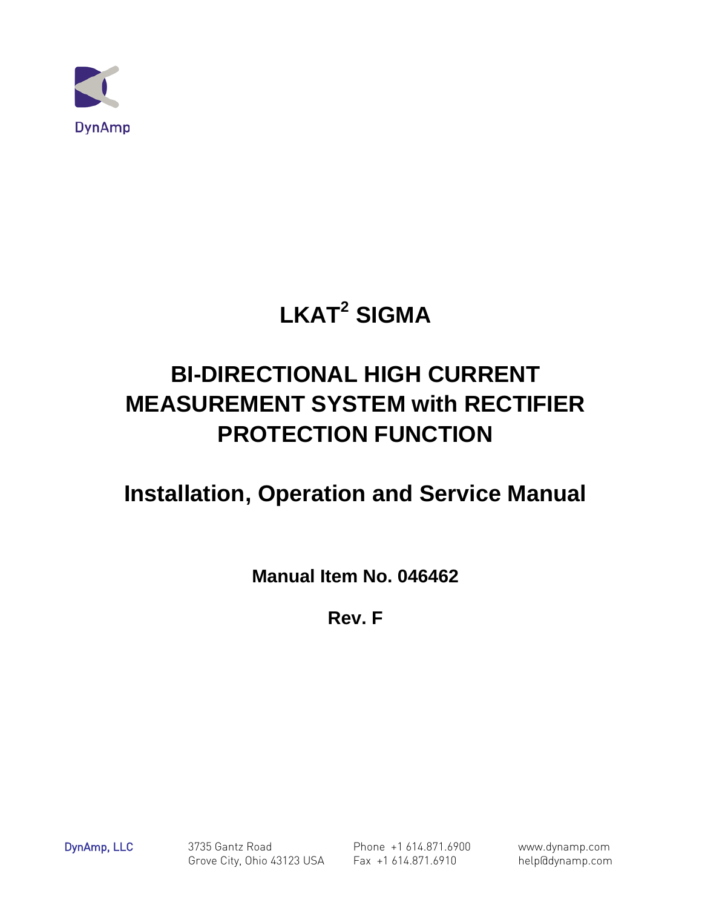DynAmp

# LKAT² SIGMA

# BI-DIRECTIONAL HIGH CURRENT MEASUREMENT SYSTEM with RECTIFIER PROTECTION FUNCTION

# Installation, Operation and Service Manual

**Manual Item No. 046462**

**Rev. F**

DynAmp, LLC

3735 Gantz Road
Grove City, Ohio 43123 USA

Phone +1 614.871.6900
Fax +1 614.871.6910

www.dynamp.com
help@dynamp.com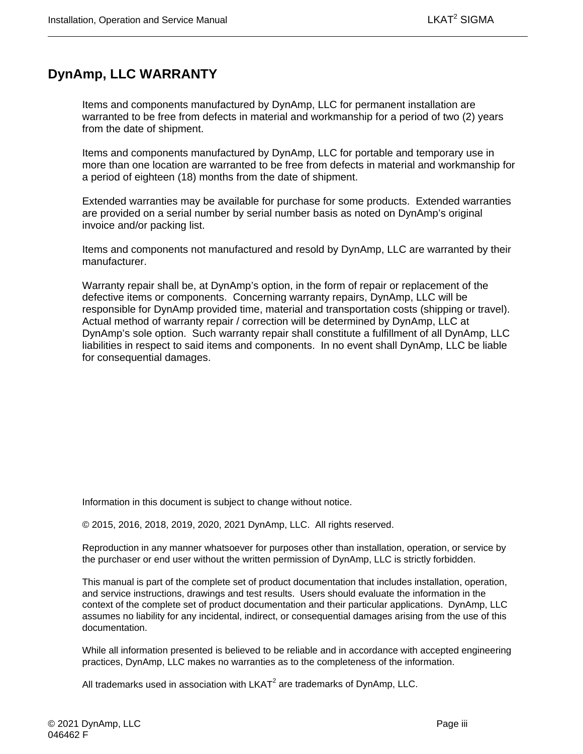# DynAmp, LLC WARRANTY

Items and components manufactured by DynAmp, LLC for permanent installation are warranted to be free from defects in material and workmanship for a period of two (2) years from the date of shipment.

Items and components manufactured by DynAmp, LLC for portable and temporary use in more than one location are warranted to be free from defects in material and workmanship for a period of eighteen (18) months from the date of shipment.

Extended warranties may be available for purchase for some products. Extended warranties are provided on a serial number by serial number basis as noted on DynAmp's original invoice and/or packing list.

Items and components not manufactured and resold by DynAmp, LLC are warranted by their manufacturer.

Warranty repair shall be, at DynAmp's option, in the form of repair or replacement of the defective items or components. Concerning warranty repairs, DynAmp, LLC will be responsible for DynAmp provided time, material and transportation costs (shipping or travel). Actual method of warranty repair / correction will be determined by DynAmp, LLC at DynAmp's sole option. Such warranty repair shall constitute a fulfillment of all DynAmp, LLC liabilities in respect to said items and components. In no event shall DynAmp, LLC be liable for consequential damages.

Information in this document is subject to change without notice.

© 2015, 2016, 2018, 2019, 2020, 2021 DynAmp, LLC. All rights reserved.

Reproduction in any manner whatsoever for purposes other than installation, operation, or service by the purchaser or end user without the written permission of DynAmp, LLC is strictly forbidden.

This manual is part of the complete set of product documentation that includes installation, operation, and service instructions, drawings and test results. Users should evaluate the information in the context of the complete set of product documentation and their particular applications. DynAmp, LLC assumes no liability for any incidental, indirect, or consequential damages arising from the use of this documentation.

While all information presented is believed to be reliable and in accordance with accepted engineering practices, DynAmp, LLC makes no warranties as to the completeness of the information.

All trademarks used in association with LKAT$^2$ are trademarks of DynAmp, LLC.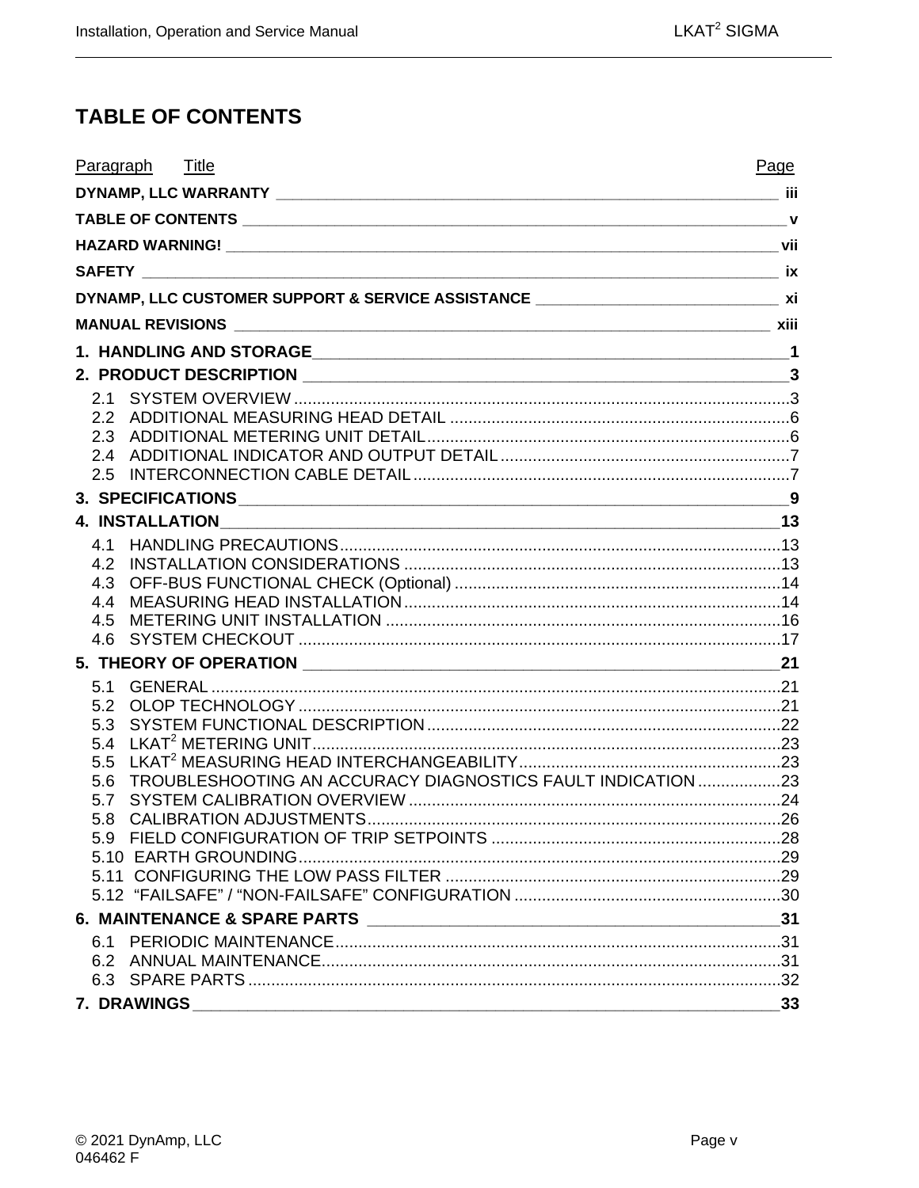# TABLE OF CONTENTS

| Paragraph | Title | Page |
|---|---|---|
| | **DYNAMP, LLC WARRANTY** | iii |
| | **TABLE OF CONTENTS** | v |
| | **HAZARD WARNING!** | vii |
| | **SAFETY** | ix |
| | **DYNAMP, LLC CUSTOMER SUPPORT & SERVICE ASSISTANCE** | xi |
| | **MANUAL REVISIONS** | xiii |
| **1.** | **HANDLING AND STORAGE** | 1 |
| **2.** | **PRODUCT DESCRIPTION** | 3 |
| 2.1 | SYSTEM OVERVIEW | 3 |
| 2.2 | ADDITIONAL MEASURING HEAD DETAIL | 6 |
| 2.3 | ADDITIONAL METERING UNIT DETAIL | 6 |
| 2.4 | ADDITIONAL INDICATOR AND OUTPUT DETAIL | 7 |
| 2.5 | INTERCONNECTION CABLE DETAIL | 7 |
| **3.** | **SPECIFICATIONS** | 9 |
| **4.** | **INSTALLATION** | 13 |
| 4.1 | HANDLING PRECAUTIONS | 13 |
| 4.2 | INSTALLATION CONSIDERATIONS | 13 |
| 4.3 | OFF-BUS FUNCTIONAL CHECK (Optional) | 14 |
| 4.4 | MEASURING HEAD INSTALLATION | 14 |
| 4.5 | METERING UNIT INSTALLATION | 16 |
| 4.6 | SYSTEM CHECKOUT | 17 |
| **5.** | **THEORY OF OPERATION** | 21 |
| 5.1 | GENERAL | 21 |
| 5.2 | OLOP TECHNOLOGY | 21 |
| 5.3 | SYSTEM FUNCTIONAL DESCRIPTION | 22 |
| 5.4 | LKAT[2] METERING UNIT | 23 |
| 5.5 | LKAT[2] MEASURING HEAD INTERCHANGEABILITY | 23 |
| 5.6 | TROUBLESHOOTING AN ACCURACY DIAGNOSTICS FAULT INDICATION | 23 |
| 5.7 | SYSTEM CALIBRATION OVERVIEW | 24 |
| 5.8 | CALIBRATION ADJUSTMENTS | 26 |
| 5.9 | FIELD CONFIGURATION OF TRIP SETPOINTS | 28 |
| 5.10 | EARTH GROUNDING | 29 |
| 5.11 | CONFIGURING THE LOW PASS FILTER | 29 |
| 5.12 | "FAILSAFE" / "NON-FAILSAFE" CONFIGURATION | 30 |
| **6.** | **MAINTENANCE & SPARE PARTS** | 31 |
| 6.1 | PERIODIC MAINTENANCE | 31 |
| 6.2 | ANNUAL MAINTENANCE | 31 |
| 6.3 | SPARE PARTS | 32 |
| **7.** | **DRAWINGS** | 33 |

© 2021 DynAmp, LLC
046462 F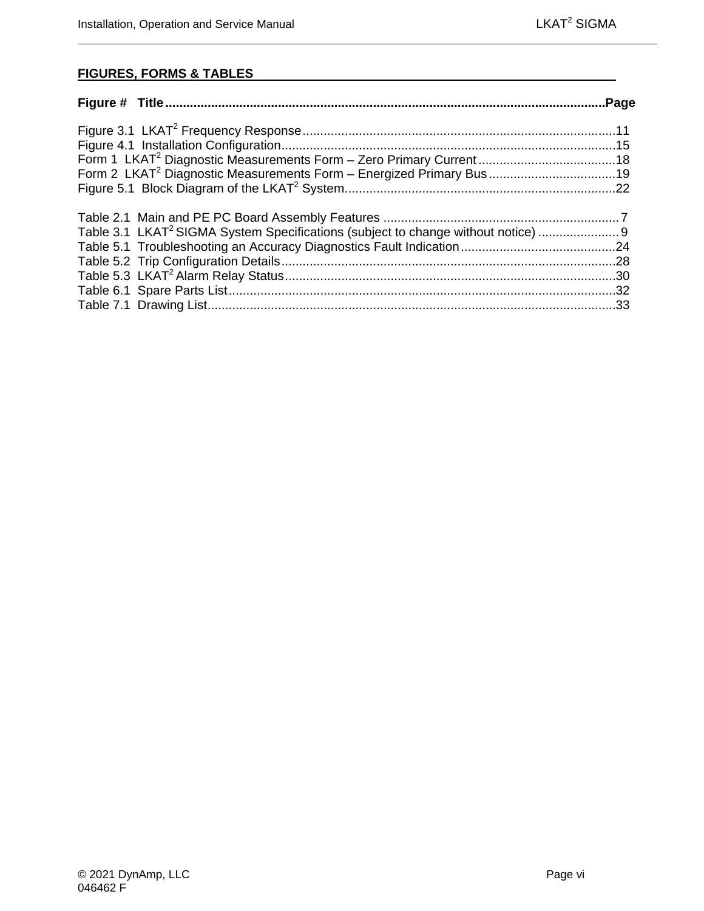## FIGURES, FORMS & TABLES

**Figure # Title ........................................................................................................................Page**

Figure 3.1 LKAT$^2$ Frequency Response........................................................................................11
Figure 4.1 Installation Configuration.............................................................................................15
Form 1 LKAT$^2$ Diagnostic Measurements Form – Zero Primary Current.......................................18
Form 2 LKAT$^2$ Diagnostic Measurements Form – Energized Primary Bus....................................19
Figure 5.1 Block Diagram of the LKAT$^2$ System............................................................................22

Table 2.1 Main and PE PC Board Assembly Features ...................................................................7
Table 3.1 LKAT$^2$ SIGMA System Specifications (subject to change without notice) .......................9
Table 5.1 Troubleshooting an Accuracy Diagnostics Fault Indication............................................24
Table 5.2 Trip Configuration Details..............................................................................................28
Table 5.3 LKAT$^2$ Alarm Relay Status.............................................................................................30
Table 6.1 Spare Parts List.............................................................................................................32
Table 7.1 Drawing List...................................................................................................................33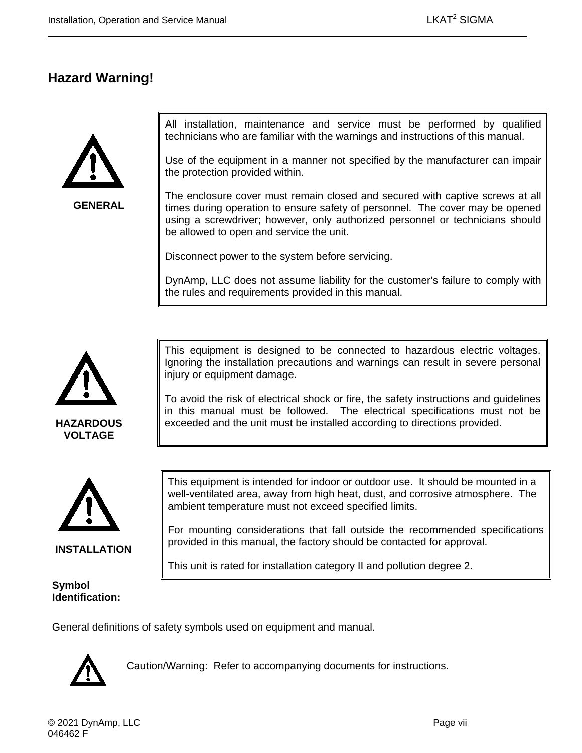## Hazard Warning!

**GENERAL**

All installation, maintenance and service must be performed by qualified technicians who are familiar with the warnings and instructions of this manual.

Use of the equipment in a manner not specified by the manufacturer can impair the protection provided within.

The enclosure cover must remain closed and secured with captive screws at all times during operation to ensure safety of personnel. The cover may be opened using a screwdriver; however, only authorized personnel or technicians should be allowed to open and service the unit.

Disconnect power to the system before servicing.

DynAmp, LLC does not assume liability for the customer's failure to comply with the rules and requirements provided in this manual.

**HAZARDOUS VOLTAGE**

This equipment is designed to be connected to hazardous electric voltages. Ignoring the installation precautions and warnings can result in severe personal injury or equipment damage.

To avoid the risk of electrical shock or fire, the safety instructions and guidelines in this manual must be followed. The electrical specifications must not be exceeded and the unit must be installed according to directions provided.

**INSTALLATION**

This equipment is intended for indoor or outdoor use. It should be mounted in a well-ventilated area, away from high heat, dust, and corrosive atmosphere. The ambient temperature must not exceed specified limits.

For mounting considerations that fall outside the recommended specifications provided in this manual, the factory should be contacted for approval.

This unit is rated for installation category II and pollution degree 2.

**Symbol Identification:**

General definitions of safety symbols used on equipment and manual.

Caution/Warning: Refer to accompanying documents for instructions.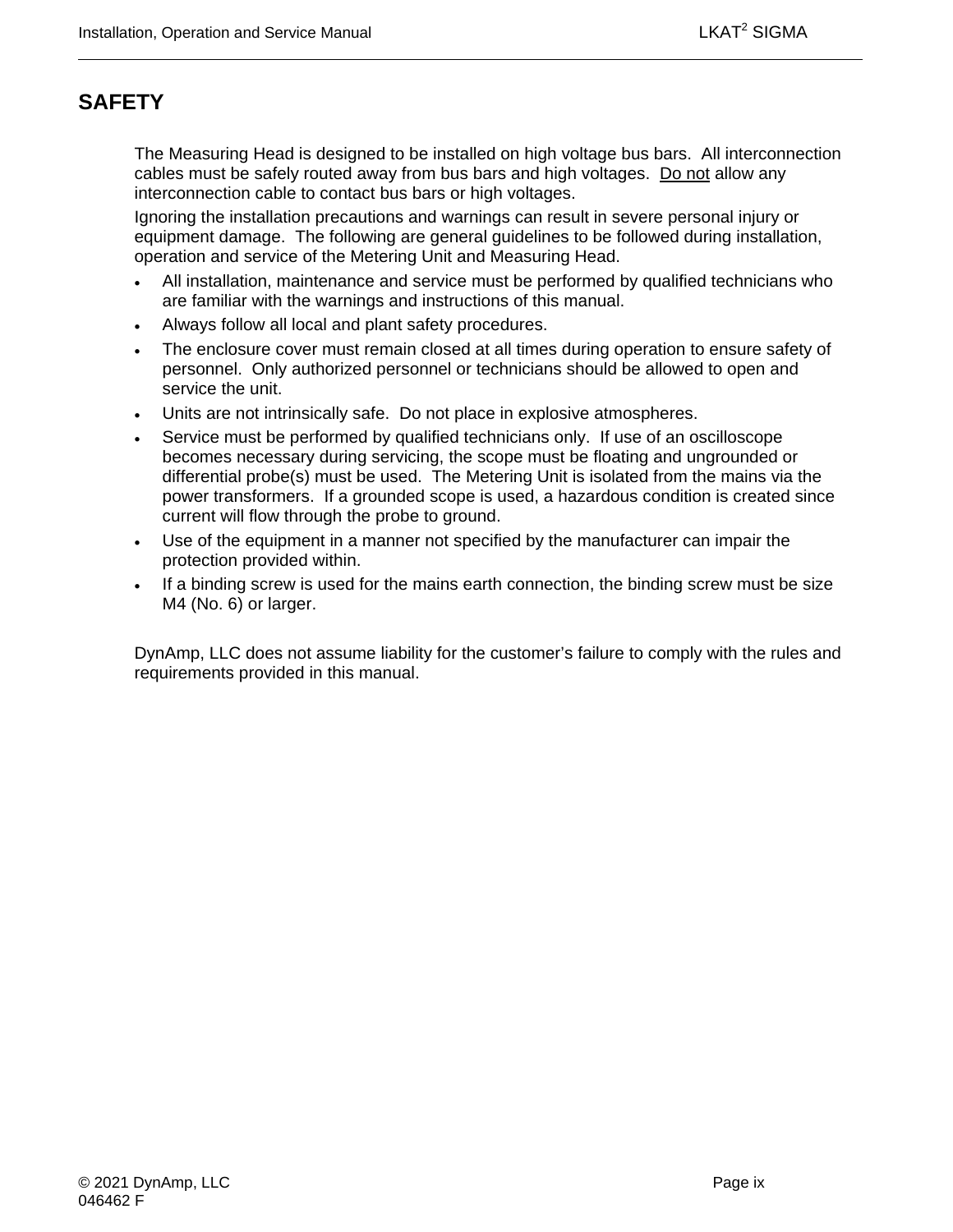# SAFETY

The Measuring Head is designed to be installed on high voltage bus bars. All interconnection cables must be safely routed away from bus bars and high voltages. <u>Do not</u> allow any interconnection cable to contact bus bars or high voltages.

Ignoring the installation precautions and warnings can result in severe personal injury or equipment damage. The following are general guidelines to be followed during installation, operation and service of the Metering Unit and Measuring Head.

- All installation, maintenance and service must be performed by qualified technicians who are familiar with the warnings and instructions of this manual.
- Always follow all local and plant safety procedures.
- The enclosure cover must remain closed at all times during operation to ensure safety of personnel. Only authorized personnel or technicians should be allowed to open and service the unit.
- Units are not intrinsically safe. Do not place in explosive atmospheres.
- Service must be performed by qualified technicians only. If use of an oscilloscope becomes necessary during servicing, the scope must be floating and ungrounded or differential probe(s) must be used. The Metering Unit is isolated from the mains via the power transformers. If a grounded scope is used, a hazardous condition is created since current will flow through the probe to ground.
- Use of the equipment in a manner not specified by the manufacturer can impair the protection provided within.
- If a binding screw is used for the mains earth connection, the binding screw must be size M4 (No. 6) or larger.

DynAmp, LLC does not assume liability for the customer's failure to comply with the rules and requirements provided in this manual.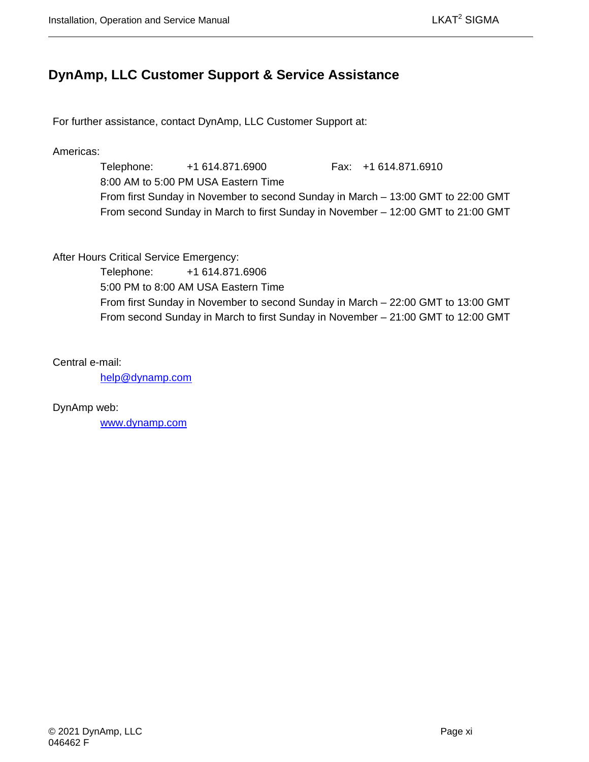## DynAmp, LLC Customer Support & Service Assistance

For further assistance, contact DynAmp, LLC Customer Support at:

Americas:

Telephone: +1 614.871.6900 Fax: +1 614.871.6910
8:00 AM to 5:00 PM USA Eastern Time
From first Sunday in November to second Sunday in March – 13:00 GMT to 22:00 GMT
From second Sunday in March to first Sunday in November – 12:00 GMT to 21:00 GMT

After Hours Critical Service Emergency:

Telephone: +1 614.871.6906
5:00 PM to 8:00 AM USA Eastern Time
From first Sunday in November to second Sunday in March – 22:00 GMT to 13:00 GMT
From second Sunday in March to first Sunday in November – 21:00 GMT to 12:00 GMT

Central e-mail:

help@dynamp.com

DynAmp web:

www.dynamp.com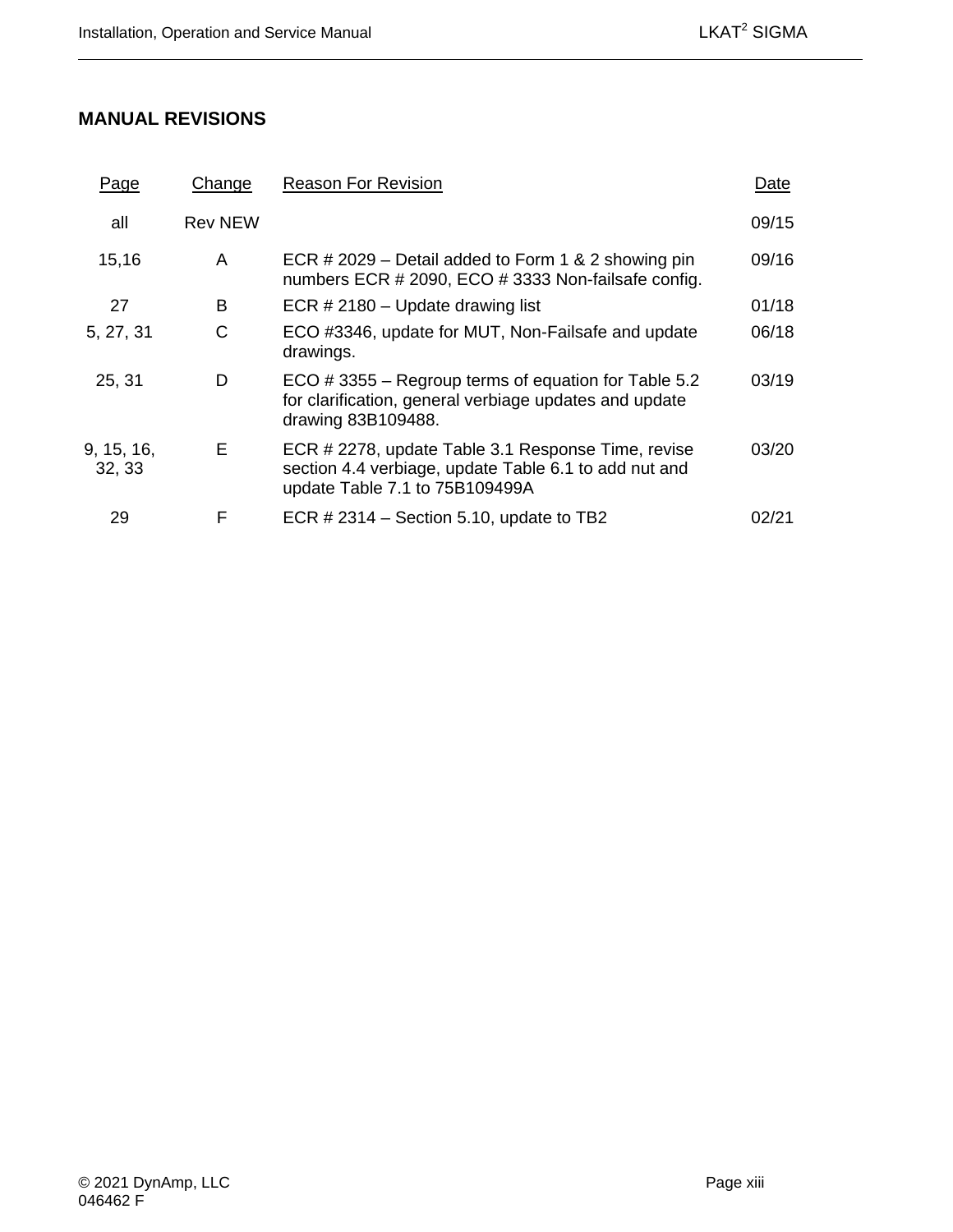## MANUAL REVISIONS

| Page | Change | Reason For Revision | Date |
|---|---|---|---|
| all | Rev NEW | | 09/15 |
| 15,16 | A | ECR # 2029 – Detail added to Form 1 & 2 showing pin numbers ECR # 2090, ECO # 3333 Non-failsafe config. | 09/16 |
| 27 | B | ECR # 2180 – Update drawing list | 01/18 |
| 5, 27, 31 | C | ECO #3346, update for MUT, Non-Failsafe and update drawings. | 06/18 |
| 25, 31 | D | ECO # 3355 – Regroup terms of equation for Table 5.2 for clarification, general verbiage updates and update drawing 83B109488. | 03/19 |
| 9, 15, 16, 32, 33 | E | ECR # 2278, update Table 3.1 Response Time, revise section 4.4 verbiage, update Table 6.1 to add nut and update Table 7.1 to 75B109499A | 03/20 |
| 29 | F | ECR # 2314 – Section 5.10, update to TB2 | 02/21 |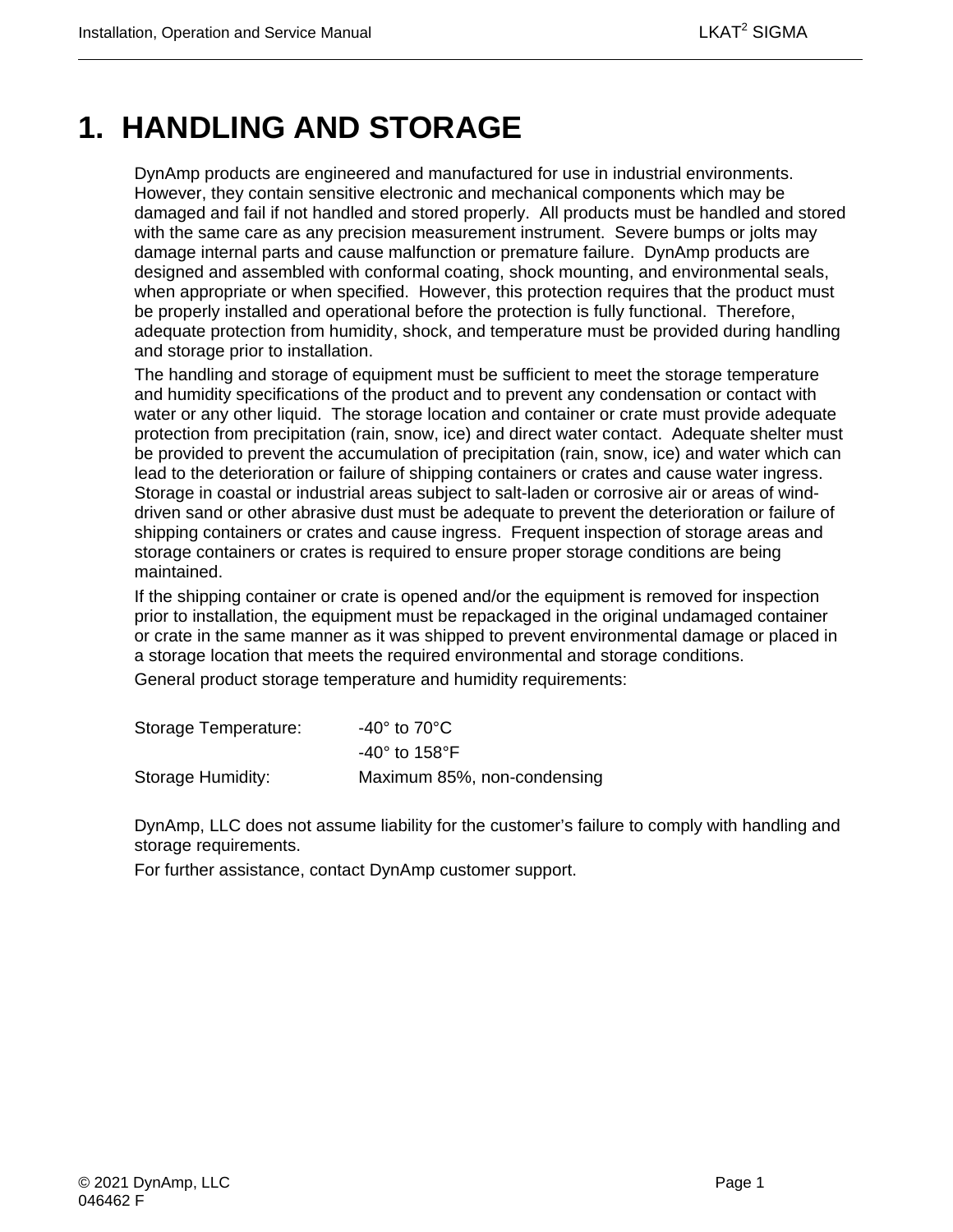# 1. HANDLING AND STORAGE

DynAmp products are engineered and manufactured for use in industrial environments. However, they contain sensitive electronic and mechanical components which may be damaged and fail if not handled and stored properly. All products must be handled and stored with the same care as any precision measurement instrument. Severe bumps or jolts may damage internal parts and cause malfunction or premature failure. DynAmp products are designed and assembled with conformal coating, shock mounting, and environmental seals, when appropriate or when specified. However, this protection requires that the product must be properly installed and operational before the protection is fully functional. Therefore, adequate protection from humidity, shock, and temperature must be provided during handling and storage prior to installation.

The handling and storage of equipment must be sufficient to meet the storage temperature and humidity specifications of the product and to prevent any condensation or contact with water or any other liquid. The storage location and container or crate must provide adequate protection from precipitation (rain, snow, ice) and direct water contact. Adequate shelter must be provided to prevent the accumulation of precipitation (rain, snow, ice) and water which can lead to the deterioration or failure of shipping containers or crates and cause water ingress. Storage in coastal or industrial areas subject to salt-laden or corrosive air or areas of wind-driven sand or other abrasive dust must be adequate to prevent the deterioration or failure of shipping containers or crates and cause ingress. Frequent inspection of storage areas and storage containers or crates is required to ensure proper storage conditions are being maintained.

If the shipping container or crate is opened and/or the equipment is removed for inspection prior to installation, the equipment must be repackaged in the original undamaged container or crate in the same manner as it was shipped to prevent environmental damage or placed in a storage location that meets the required environmental and storage conditions.

General product storage temperature and humidity requirements:

| | |
|---|---|
| Storage Temperature: | -40° to 70°C |
| | -40° to 158°F |
| Storage Humidity: | Maximum 85%, non-condensing |

DynAmp, LLC does not assume liability for the customer's failure to comply with handling and storage requirements.

For further assistance, contact DynAmp customer support.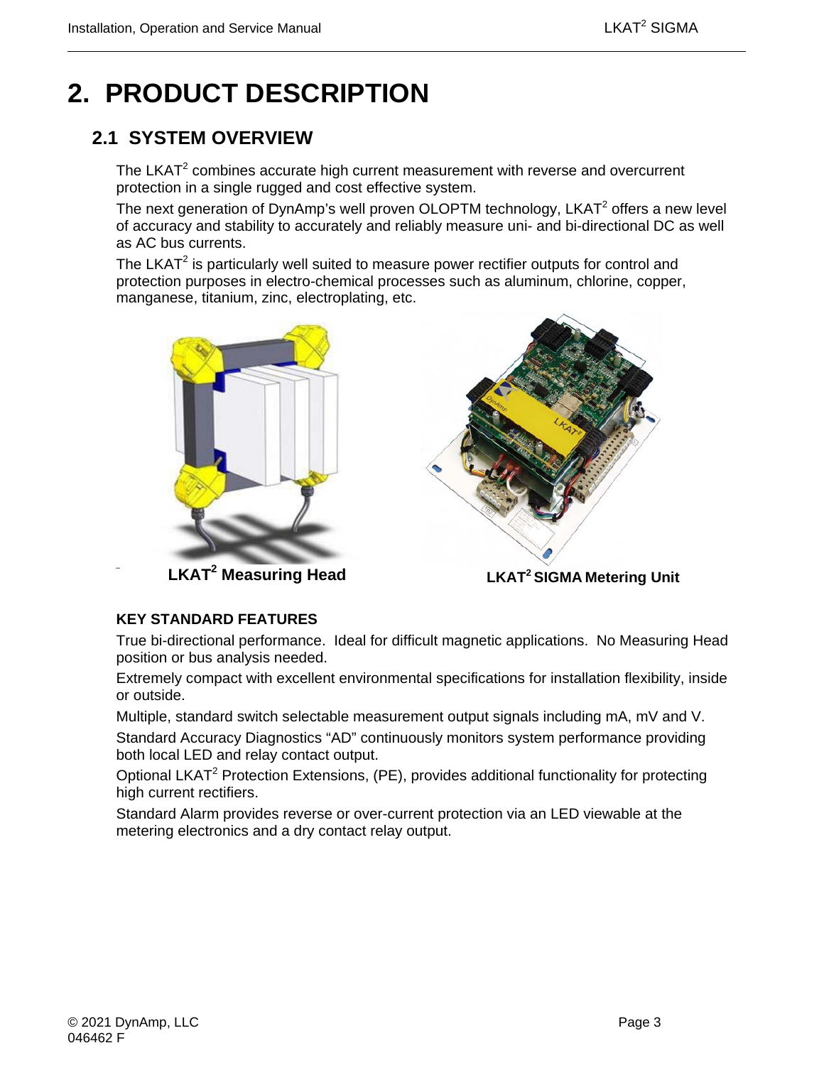# 2. PRODUCT DESCRIPTION

## 2.1 SYSTEM OVERVIEW

The LKAT$^2$ combines accurate high current measurement with reverse and overcurrent protection in a single rugged and cost effective system.

The next generation of DynAmp's well proven OLOPTM technology, LKAT$^2$ offers a new level of accuracy and stability to accurately and reliably measure uni- and bi-directional DC as well as AC bus currents.

The LKAT$^2$ is particularly well suited to measure power rectifier outputs for control and protection purposes in electro-chemical processes such as aluminum, chlorine, copper, manganese, titanium, zinc, electroplating, etc.

**LKAT$^2$ Measuring Head**

**LKAT$^2$ SIGMA Metering Unit**

**KEY STANDARD FEATURES**

True bi-directional performance. Ideal for difficult magnetic applications. No Measuring Head position or bus analysis needed.

Extremely compact with excellent environmental specifications for installation flexibility, inside or outside.

Multiple, standard switch selectable measurement output signals including mA, mV and V.

Standard Accuracy Diagnostics "AD" continuously monitors system performance providing both local LED and relay contact output.

Optional LKAT$^2$ Protection Extensions, (PE), provides additional functionality for protecting high current rectifiers.

Standard Alarm provides reverse or over-current protection via an LED viewable at the metering electronics and a dry contact relay output.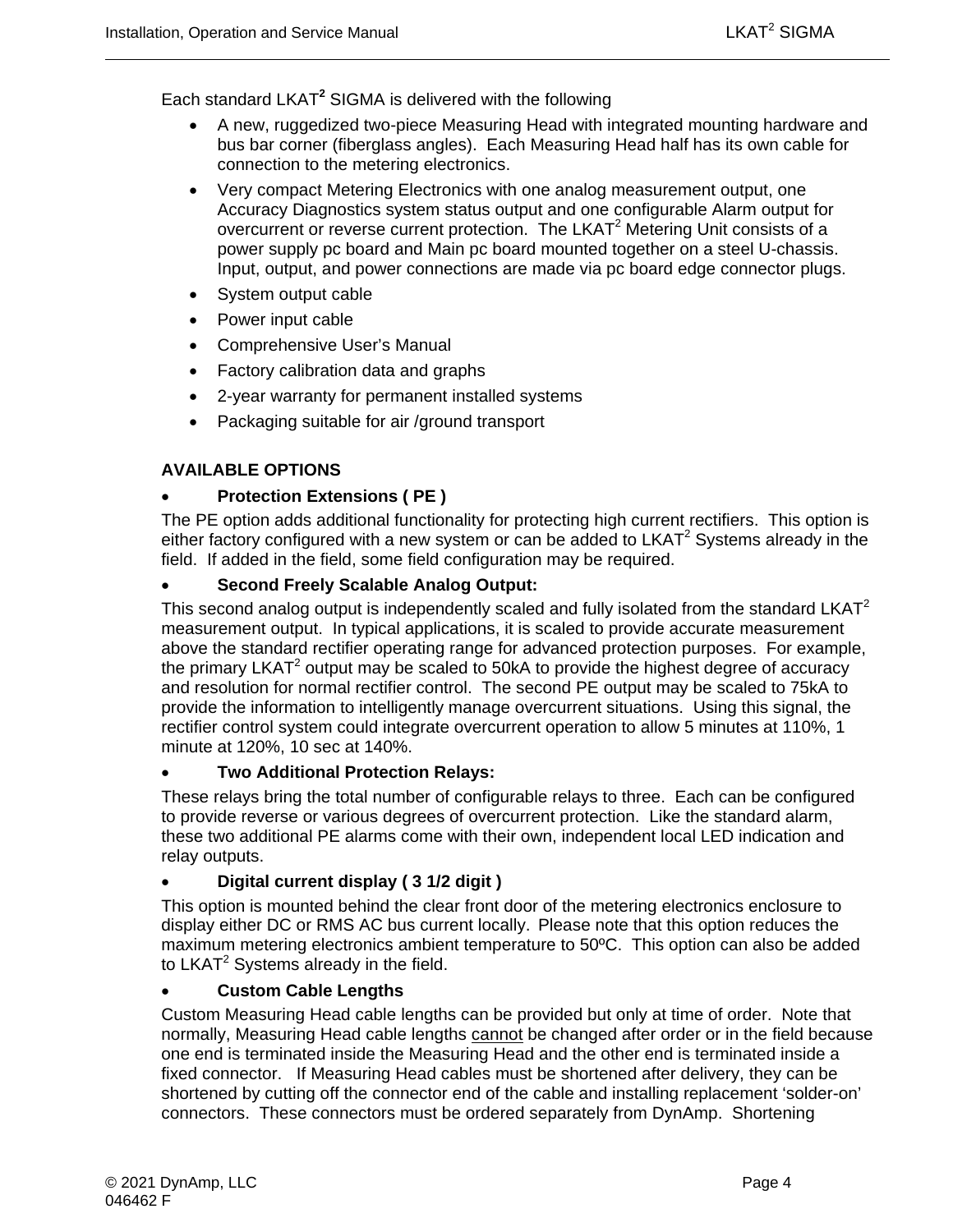Each standard LKAT$^2$ SIGMA is delivered with the following

- A new, ruggedized two-piece Measuring Head with integrated mounting hardware and bus bar corner (fiberglass angles). Each Measuring Head half has its own cable for connection to the metering electronics.
- Very compact Metering Electronics with one analog measurement output, one Accuracy Diagnostics system status output and one configurable Alarm output for overcurrent or reverse current protection. The LKAT$^2$ Metering Unit consists of a power supply pc board and Main pc board mounted together on a steel U-chassis. Input, output, and power connections are made via pc board edge connector plugs.
- System output cable
- Power input cable
- Comprehensive User's Manual
- Factory calibration data and graphs
- 2-year warranty for permanent installed systems
- Packaging suitable for air /ground transport

**AVAILABLE OPTIONS**

- **Protection Extensions ( PE )**

The PE option adds additional functionality for protecting high current rectifiers. This option is either factory configured with a new system or can be added to LKAT$^2$ Systems already in the field. If added in the field, some field configuration may be required.

- **Second Freely Scalable Analog Output:**

This second analog output is independently scaled and fully isolated from the standard LKAT$^2$ measurement output. In typical applications, it is scaled to provide accurate measurement above the standard rectifier operating range for advanced protection purposes. For example, the primary LKAT$^2$ output may be scaled to 50kA to provide the highest degree of accuracy and resolution for normal rectifier control. The second PE output may be scaled to 75kA to provide the information to intelligently manage overcurrent situations. Using this signal, the rectifier control system could integrate overcurrent operation to allow 5 minutes at 110%, 1 minute at 120%, 10 sec at 140%.

- **Two Additional Protection Relays:**

These relays bring the total number of configurable relays to three. Each can be configured to provide reverse or various degrees of overcurrent protection. Like the standard alarm, these two additional PE alarms come with their own, independent local LED indication and relay outputs.

- **Digital current display ( 3 1/2 digit )**

This option is mounted behind the clear front door of the metering electronics enclosure to display either DC or RMS AC bus current locally. Please note that this option reduces the maximum metering electronics ambient temperature to 50ºC. This option can also be added to LKAT$^2$ Systems already in the field.

- **Custom Cable Lengths**

Custom Measuring Head cable lengths can be provided but only at time of order. Note that normally, Measuring Head cable lengths <u>cannot</u> be changed after order or in the field because one end is terminated inside the Measuring Head and the other end is terminated inside a fixed connector. If Measuring Head cables must be shortened after delivery, they can be shortened by cutting off the connector end of the cable and installing replacement 'solder-on' connectors. These connectors must be ordered separately from DynAmp. Shortening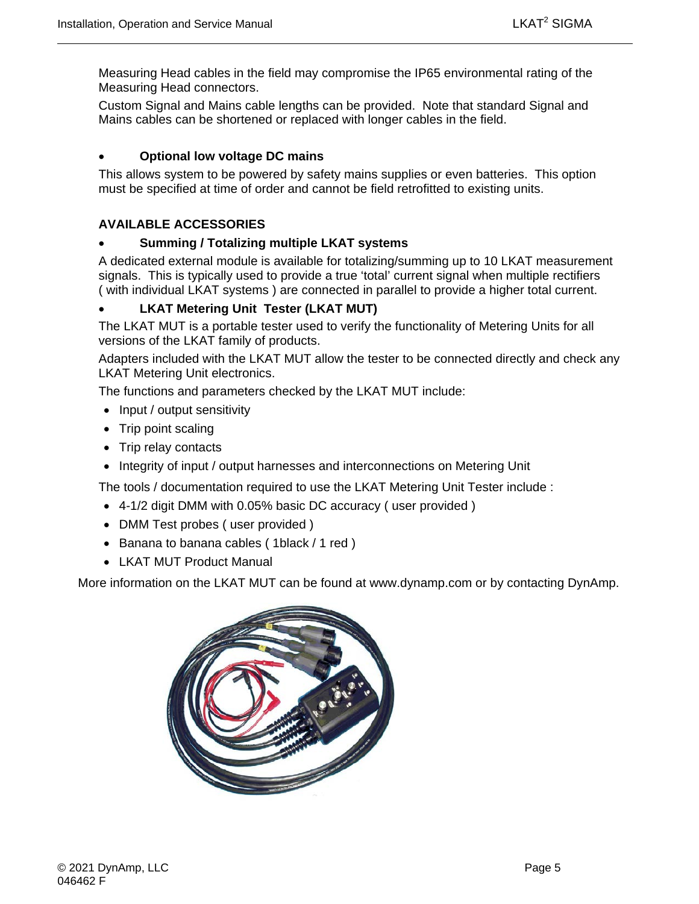Measuring Head cables in the field may compromise the IP65 environmental rating of the Measuring Head connectors.

Custom Signal and Mains cable lengths can be provided. Note that standard Signal and Mains cables can be shortened or replaced with longer cables in the field.

- **Optional low voltage DC mains**

This allows system to be powered by safety mains supplies or even batteries. This option must be specified at time of order and cannot be field retrofitted to existing units.

**AVAILABLE ACCESSORIES**

- **Summing / Totalizing multiple LKAT systems**

A dedicated external module is available for totalizing/summing up to 10 LKAT measurement signals. This is typically used to provide a true 'total' current signal when multiple rectifiers ( with individual LKAT systems ) are connected in parallel to provide a higher total current.

- **LKAT Metering Unit Tester (LKAT MUT)**

The LKAT MUT is a portable tester used to verify the functionality of Metering Units for all versions of the LKAT family of products.

Adapters included with the LKAT MUT allow the tester to be connected directly and check any LKAT Metering Unit electronics.

The functions and parameters checked by the LKAT MUT include:

- Input / output sensitivity
- Trip point scaling
- Trip relay contacts
- Integrity of input / output harnesses and interconnections on Metering Unit

The tools / documentation required to use the LKAT Metering Unit Tester include :

- 4-1/2 digit DMM with 0.05% basic DC accuracy ( user provided )
- DMM Test probes ( user provided )
- Banana to banana cables ( 1black / 1 red )
- LKAT MUT Product Manual

More information on the LKAT MUT can be found at www.dynamp.com or by contacting DynAmp.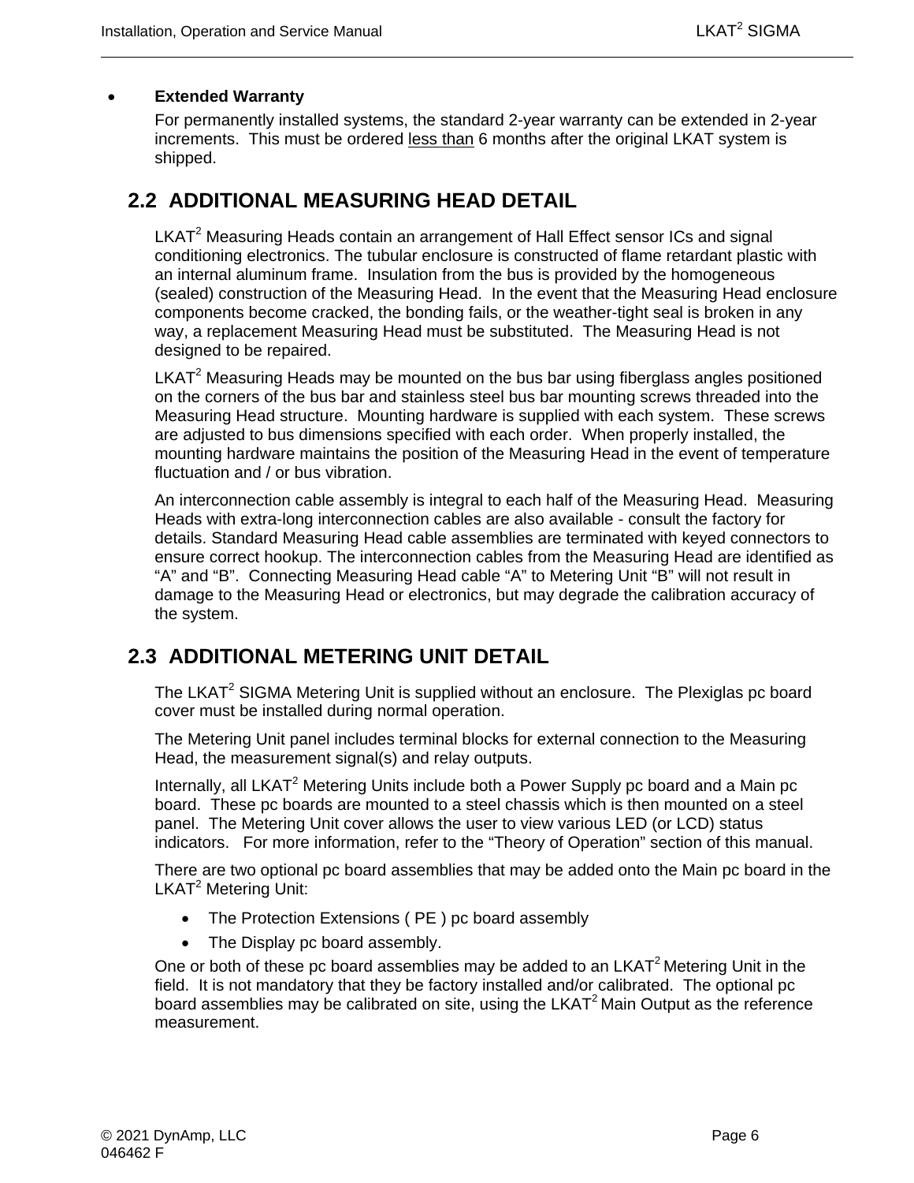- **Extended Warranty**

  For permanently installed systems, the standard 2-year warranty can be extended in 2-year increments. This must be ordered less than 6 months after the original LKAT system is shipped.

## 2.2 ADDITIONAL MEASURING HEAD DETAIL

LKAT$^2$ Measuring Heads contain an arrangement of Hall Effect sensor ICs and signal conditioning electronics. The tubular enclosure is constructed of flame retardant plastic with an internal aluminum frame. Insulation from the bus is provided by the homogeneous (sealed) construction of the Measuring Head. In the event that the Measuring Head enclosure components become cracked, the bonding fails, or the weather-tight seal is broken in any way, a replacement Measuring Head must be substituted. The Measuring Head is not designed to be repaired.

LKAT$^2$ Measuring Heads may be mounted on the bus bar using fiberglass angles positioned on the corners of the bus bar and stainless steel bus bar mounting screws threaded into the Measuring Head structure. Mounting hardware is supplied with each system. These screws are adjusted to bus dimensions specified with each order. When properly installed, the mounting hardware maintains the position of the Measuring Head in the event of temperature fluctuation and / or bus vibration.

An interconnection cable assembly is integral to each half of the Measuring Head. Measuring Heads with extra-long interconnection cables are also available - consult the factory for details. Standard Measuring Head cable assemblies are terminated with keyed connectors to ensure correct hookup. The interconnection cables from the Measuring Head are identified as "A" and "B". Connecting Measuring Head cable "A" to Metering Unit "B" will not result in damage to the Measuring Head or electronics, but may degrade the calibration accuracy of the system.

## 2.3 ADDITIONAL METERING UNIT DETAIL

The LKAT$^2$ SIGMA Metering Unit is supplied without an enclosure. The Plexiglas pc board cover must be installed during normal operation.

The Metering Unit panel includes terminal blocks for external connection to the Measuring Head, the measurement signal(s) and relay outputs.

Internally, all LKAT$^2$ Metering Units include both a Power Supply pc board and a Main pc board. These pc boards are mounted to a steel chassis which is then mounted on a steel panel. The Metering Unit cover allows the user to view various LED (or LCD) status indicators. For more information, refer to the "Theory of Operation" section of this manual.

There are two optional pc board assemblies that may be added onto the Main pc board in the LKAT$^2$ Metering Unit:

- The Protection Extensions ( PE ) pc board assembly
- The Display pc board assembly.

One or both of these pc board assemblies may be added to an LKAT$^2$ Metering Unit in the field. It is not mandatory that they be factory installed and/or calibrated. The optional pc board assemblies may be calibrated on site, using the LKAT$^2$ Main Output as the reference measurement.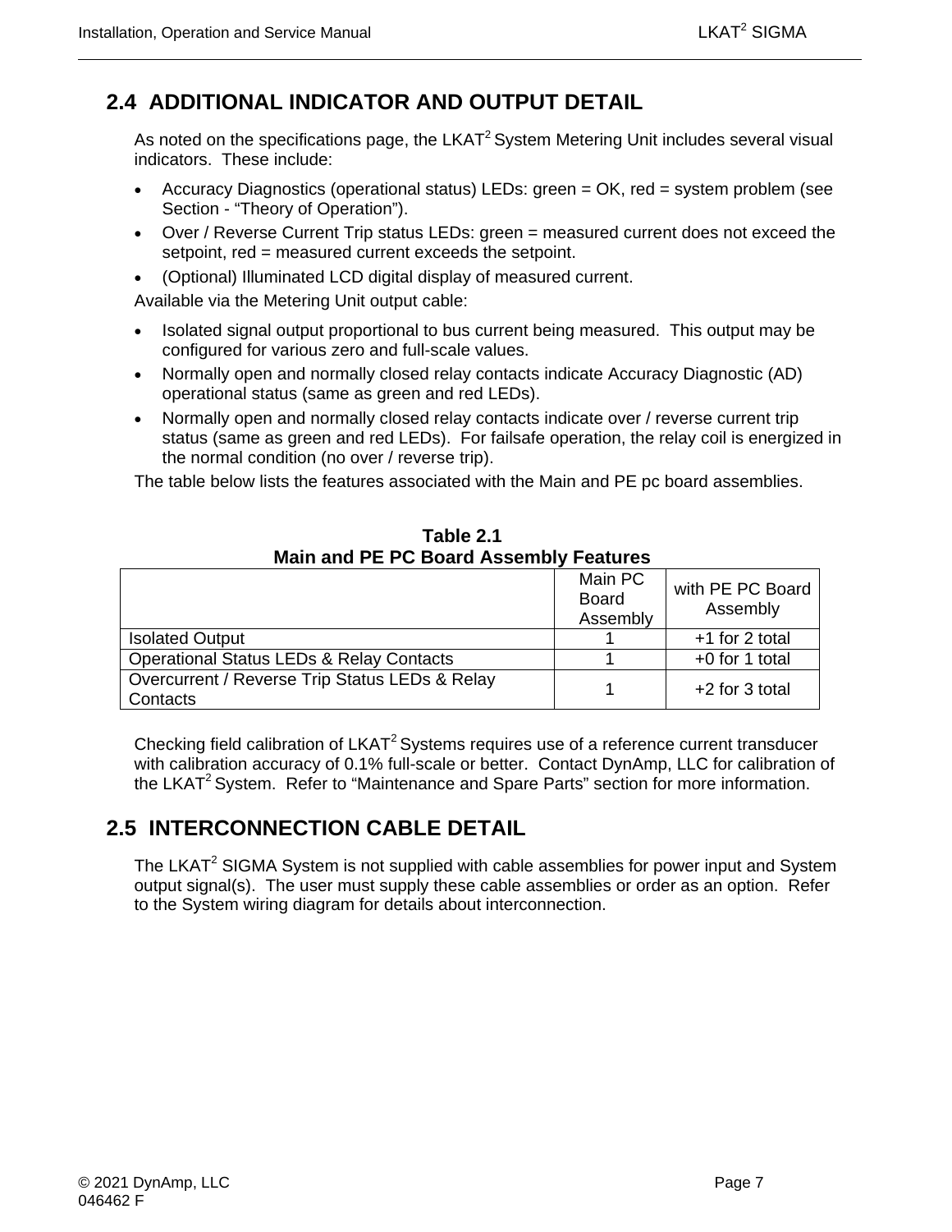## 2.4 ADDITIONAL INDICATOR AND OUTPUT DETAIL

As noted on the specifications page, the LKAT$^2$ System Metering Unit includes several visual indicators. These include:

- Accuracy Diagnostics (operational status) LEDs: green = OK, red = system problem (see Section - "Theory of Operation").
- Over / Reverse Current Trip status LEDs: green = measured current does not exceed the setpoint, red = measured current exceeds the setpoint.
- (Optional) Illuminated LCD digital display of measured current.

Available via the Metering Unit output cable:

- Isolated signal output proportional to bus current being measured. This output may be configured for various zero and full-scale values.
- Normally open and normally closed relay contacts indicate Accuracy Diagnostic (AD) operational status (same as green and red LEDs).
- Normally open and normally closed relay contacts indicate over / reverse current trip status (same as green and red LEDs). For failsafe operation, the relay coil is energized in the normal condition (no over / reverse trip).

The table below lists the features associated with the Main and PE pc board assemblies.

**Table 2.1**
**Main and PE PC Board Assembly Features**

| | Main PC Board Assembly | with PE PC Board Assembly |
|---|---|---|
| Isolated Output | 1 | +1 for 2 total |
| Operational Status LEDs & Relay Contacts | 1 | +0 for 1 total |
| Overcurrent / Reverse Trip Status LEDs & Relay Contacts | 1 | +2 for 3 total |

Checking field calibration of LKAT$^2$ Systems requires use of a reference current transducer with calibration accuracy of 0.1% full-scale or better. Contact DynAmp, LLC for calibration of the LKAT$^2$ System. Refer to "Maintenance and Spare Parts" section for more information.

## 2.5 INTERCONNECTION CABLE DETAIL

The LKAT$^2$ SIGMA System is not supplied with cable assemblies for power input and System output signal(s). The user must supply these cable assemblies or order as an option. Refer to the System wiring diagram for details about interconnection.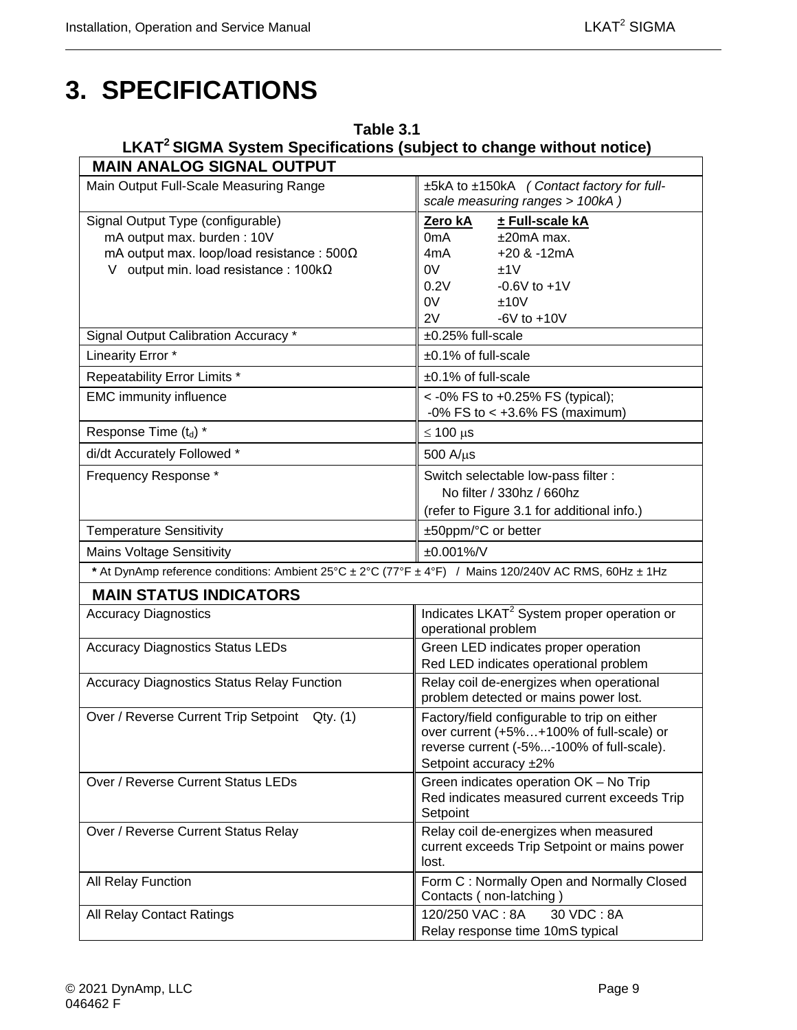# 3. SPECIFICATIONS

**Table 3.1**
**LKAT[2] SIGMA System Specifications (subject to change without notice)**

| **MAIN ANALOG SIGNAL OUTPUT** | |
|---|---|
| Main Output Full-Scale Measuring Range | ±5kA to ±150kA *( Contact factory for full-scale measuring ranges > 100kA )* |
| Signal Output Type (configurable)<br>mA output max. burden : 10V<br>mA output max. loop/load resistance : 500Ω<br>V output min. load resistance : 100kΩ | **Zero kA** / **± Full-scale kA**<br>0mA / ±20mA max.<br>4mA / +20 & -12mA<br>0V / ±1V<br>0.2V / -0.6V to +1V<br>0V / ±10V<br>2V / -6V to +10V |
| Signal Output Calibration Accuracy * | ±0.25% full-scale |
| Linearity Error * | ±0.1% of full-scale |
| Repeatability Error Limits * | ±0.1% of full-scale |
| EMC immunity influence | < -0% FS to +0.25% FS (typical);<br>-0% FS to < +3.6% FS (maximum) |
| Response Time ($t_d$) * | ≤ 100 μs |
| di/dt Accurately Followed * | 500 A/μs |
| Frequency Response * | Switch selectable low-pass filter :<br>No filter / 330hz / 660hz<br>(refer to Figure 3.1 for additional info.) |
| Temperature Sensitivity | ±50ppm/°C or better |
| Mains Voltage Sensitivity | ±0.001%/V |
| *** At DynAmp reference conditions: Ambient 25°C ± 2°C (77°F ± 4°F) / Mains 120/240V AC RMS, 60Hz ± 1Hz | |
| **MAIN STATUS INDICATORS** | |
| Accuracy Diagnostics | Indicates LKAT[2] System proper operation or operational problem |
| Accuracy Diagnostics Status LEDs | Green LED indicates proper operation<br>Red LED indicates operational problem |
| Accuracy Diagnostics Status Relay Function | Relay coil de-energizes when operational problem detected or mains power lost. |
| Over / Reverse Current Trip Setpoint Qty. (1) | Factory/field configurable to trip on either over current (+5%…+100% of full-scale) or reverse current (-5%...-100% of full-scale).<br>Setpoint accuracy ±2% |
| Over / Reverse Current Status LEDs | Green indicates operation OK – No Trip<br>Red indicates measured current exceeds Trip Setpoint |
| Over / Reverse Current Status Relay | Relay coil de-energizes when measured current exceeds Trip Setpoint or mains power lost. |
| All Relay Function | Form C : Normally Open and Normally Closed Contacts ( non-latching ) |
| All Relay Contact Ratings | 120/250 VAC : 8A 30 VDC : 8A<br>Relay response time 10mS typical |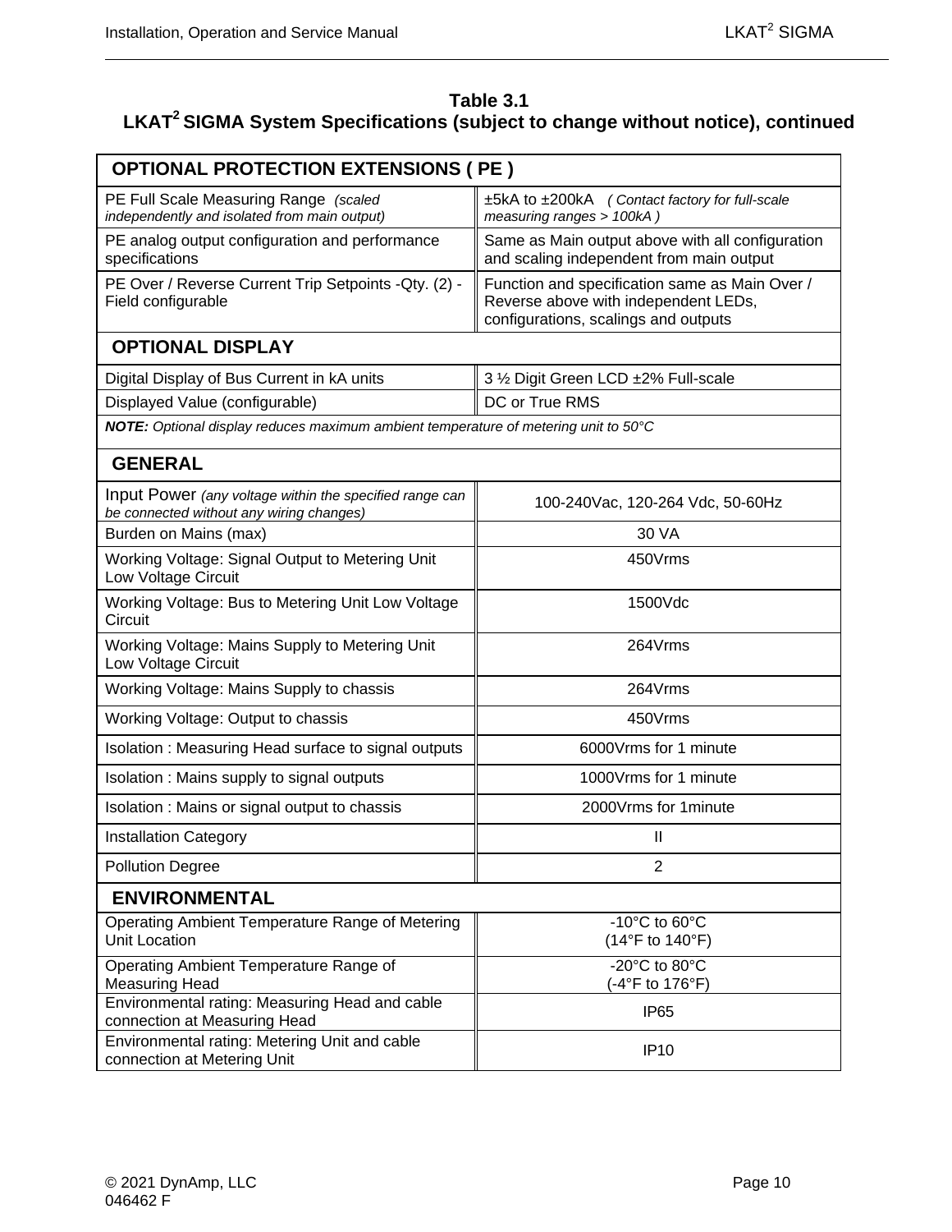**Table 3.1**
**LKAT[2] SIGMA System Specifications (subject to change without notice), continued**

| **OPTIONAL PROTECTION EXTENSIONS ( PE )** | |
|---|---|
| PE Full Scale Measuring Range *(scaled independently and isolated from main output)* | ±5kA to ±200kA *( Contact factory for full-scale measuring ranges > 100kA )* |
| PE analog output configuration and performance specifications | Same as Main output above with all configuration and scaling independent from main output |
| PE Over / Reverse Current Trip Setpoints -Qty. (2) - Field configurable | Function and specification same as Main Over / Reverse above with independent LEDs, configurations, scalings and outputs |
| **OPTIONAL DISPLAY** | |
| Digital Display of Bus Current in kA units | 3 ½ Digit Green LCD ±2% Full-scale |
| Displayed Value (configurable) | DC or True RMS |
| ***NOTE:*** *Optional display reduces maximum ambient temperature of metering unit to 50°C* | |
| **GENERAL** | |
| Input Power *(any voltage within the specified range can be connected without any wiring changes)* | 100-240Vac, 120-264 Vdc, 50-60Hz |
| Burden on Mains (max) | 30 VA |
| Working Voltage: Signal Output to Metering Unit Low Voltage Circuit | 450Vrms |
| Working Voltage: Bus to Metering Unit Low Voltage Circuit | 1500Vdc |
| Working Voltage: Mains Supply to Metering Unit Low Voltage Circuit | 264Vrms |
| Working Voltage: Mains Supply to chassis | 264Vrms |
| Working Voltage: Output to chassis | 450Vrms |
| Isolation : Measuring Head surface to signal outputs | 6000Vrms for 1 minute |
| Isolation : Mains supply to signal outputs | 1000Vrms for 1 minute |
| Isolation : Mains or signal output to chassis | 2000Vrms for 1minute |
| Installation Category | II |
| Pollution Degree | 2 |
| **ENVIRONMENTAL** | |
| Operating Ambient Temperature Range of Metering Unit Location | -10°C to 60°C (14°F to 140°F) |
| Operating Ambient Temperature Range of Measuring Head | -20°C to 80°C (-4°F to 176°F) |
| Environmental rating: Measuring Head and cable connection at Measuring Head | IP65 |
| Environmental rating: Metering Unit and cable connection at Metering Unit | IP10 |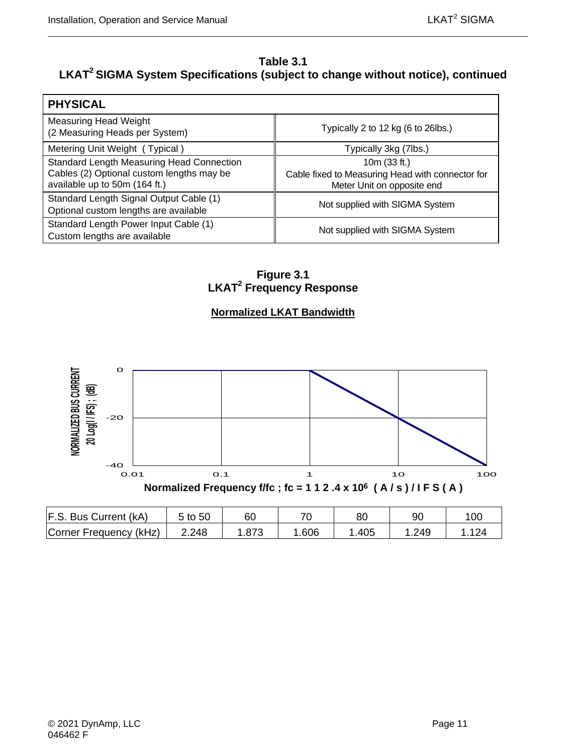**Table 3.1**
**LKAT² SIGMA System Specifications (subject to change without notice), continued**

| PHYSICAL | |
|---|---|
| Measuring Head Weight (2 Measuring Heads per System) | Typically 2 to 12 kg (6 to 26lbs.) |
| Metering Unit Weight ( Typical ) | Typically 3kg (7lbs.) |
| Standard Length Measuring Head Connection Cables (2) Optional custom lengths may be available up to 50m (164 ft.) | 10m (33 ft.) Cable fixed to Measuring Head with connector for Meter Unit on opposite end |
| Standard Length Signal Output Cable (1) Optional custom lengths are available | Not supplied with SIGMA System |
| Standard Length Power Input Cable (1) Custom lengths are available | Not supplied with SIGMA System |

**Figure 3.1**
**LKAT² Frequency Response**

**Normalized LKAT Bandwidth**

NORMALIZED BUS CURRENT 20 Log(I / IFS) ; (dB)

0
-20
-40

0.01 0.1 1 10 100

**Normalized Frequency f/fc ; fc = 1 1 2 .4 x $10^6$ ( A / s ) / I F S ( A )**

| F.S. Bus Current (kA) | 5 to 50 | 60 | 70 | 80 | 90 | 100 |
|---|---|---|---|---|---|---|
| Corner Frequency (kHz) | 2.248 | 1.873 | 1.606 | 1.405 | 1.249 | 1.124 |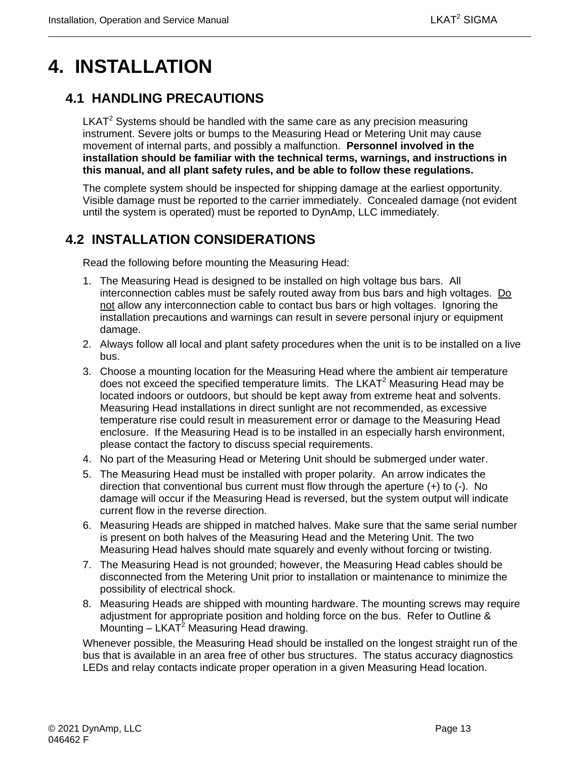# 4. INSTALLATION

## 4.1 HANDLING PRECAUTIONS

LKAT$^2$ Systems should be handled with the same care as any precision measuring instrument. Severe jolts or bumps to the Measuring Head or Metering Unit may cause movement of internal parts, and possibly a malfunction. **Personnel involved in the installation should be familiar with the technical terms, warnings, and instructions in this manual, and all plant safety rules, and be able to follow these regulations.**

The complete system should be inspected for shipping damage at the earliest opportunity. Visible damage must be reported to the carrier immediately. Concealed damage (not evident until the system is operated) must be reported to DynAmp, LLC immediately.

## 4.2 INSTALLATION CONSIDERATIONS

Read the following before mounting the Measuring Head:

1. The Measuring Head is designed to be installed on high voltage bus bars. All interconnection cables must be safely routed away from bus bars and high voltages. <u>Do not</u> allow any interconnection cable to contact bus bars or high voltages. Ignoring the installation precautions and warnings can result in severe personal injury or equipment damage.
2. Always follow all local and plant safety procedures when the unit is to be installed on a live bus.
3. Choose a mounting location for the Measuring Head where the ambient air temperature does not exceed the specified temperature limits. The LKAT$^2$ Measuring Head may be located indoors or outdoors, but should be kept away from extreme heat and solvents. Measuring Head installations in direct sunlight are not recommended, as excessive temperature rise could result in measurement error or damage to the Measuring Head enclosure. If the Measuring Head is to be installed in an especially harsh environment, please contact the factory to discuss special requirements.
4. No part of the Measuring Head or Metering Unit should be submerged under water.
5. The Measuring Head must be installed with proper polarity. An arrow indicates the direction that conventional bus current must flow through the aperture (+) to (-). No damage will occur if the Measuring Head is reversed, but the system output will indicate current flow in the reverse direction.
6. Measuring Heads are shipped in matched halves. Make sure that the same serial number is present on both halves of the Measuring Head and the Metering Unit. The two Measuring Head halves should mate squarely and evenly without forcing or twisting.
7. The Measuring Head is not grounded; however, the Measuring Head cables should be disconnected from the Metering Unit prior to installation or maintenance to minimize the possibility of electrical shock.
8. Measuring Heads are shipped with mounting hardware. The mounting screws may require adjustment for appropriate position and holding force on the bus. Refer to Outline & Mounting – LKAT$^2$ Measuring Head drawing.

Whenever possible, the Measuring Head should be installed on the longest straight run of the bus that is available in an area free of other bus structures. The status accuracy diagnostics LEDs and relay contacts indicate proper operation in a given Measuring Head location.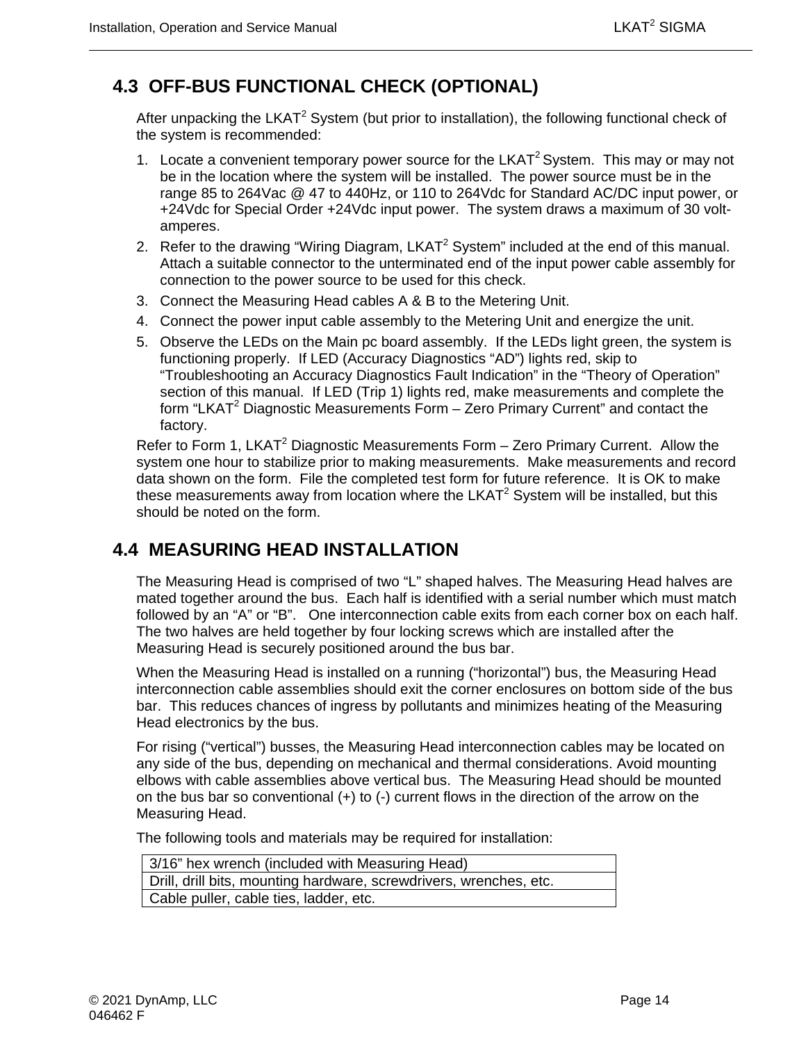## 4.3 OFF-BUS FUNCTIONAL CHECK (OPTIONAL)

After unpacking the LKAT[2] System (but prior to installation), the following functional check of the system is recommended:

1. Locate a convenient temporary power source for the LKAT[2] System. This may or may not be in the location where the system will be installed. The power source must be in the range 85 to 264Vac @ 47 to 440Hz, or 110 to 264Vdc for Standard AC/DC input power, or +24Vdc for Special Order +24Vdc input power. The system draws a maximum of 30 volt-amperes.
2. Refer to the drawing "Wiring Diagram, LKAT[2] System" included at the end of this manual. Attach a suitable connector to the unterminated end of the input power cable assembly for connection to the power source to be used for this check.
3. Connect the Measuring Head cables A & B to the Metering Unit.
4. Connect the power input cable assembly to the Metering Unit and energize the unit.
5. Observe the LEDs on the Main pc board assembly. If the LEDs light green, the system is functioning properly. If LED (Accuracy Diagnostics "AD") lights red, skip to "Troubleshooting an Accuracy Diagnostics Fault Indication" in the "Theory of Operation" section of this manual. If LED (Trip 1) lights red, make measurements and complete the form "LKAT[2] Diagnostic Measurements Form – Zero Primary Current" and contact the factory.

Refer to Form 1, LKAT[2] Diagnostic Measurements Form – Zero Primary Current. Allow the system one hour to stabilize prior to making measurements. Make measurements and record data shown on the form. File the completed test form for future reference. It is OK to make these measurements away from location where the LKAT[2] System will be installed, but this should be noted on the form.

## 4.4 MEASURING HEAD INSTALLATION

The Measuring Head is comprised of two "L" shaped halves. The Measuring Head halves are mated together around the bus. Each half is identified with a serial number which must match followed by an "A" or "B". One interconnection cable exits from each corner box on each half. The two halves are held together by four locking screws which are installed after the Measuring Head is securely positioned around the bus bar.

When the Measuring Head is installed on a running ("horizontal") bus, the Measuring Head interconnection cable assemblies should exit the corner enclosures on bottom side of the bus bar. This reduces chances of ingress by pollutants and minimizes heating of the Measuring Head electronics by the bus.

For rising ("vertical") busses, the Measuring Head interconnection cables may be located on any side of the bus, depending on mechanical and thermal considerations. Avoid mounting elbows with cable assemblies above vertical bus. The Measuring Head should be mounted on the bus bar so conventional (+) to (-) current flows in the direction of the arrow on the Measuring Head.

The following tools and materials may be required for installation:

| 3/16" hex wrench (included with Measuring Head) |
|---|
| Drill, drill bits, mounting hardware, screwdrivers, wrenches, etc. |
| Cable puller, cable ties, ladder, etc. |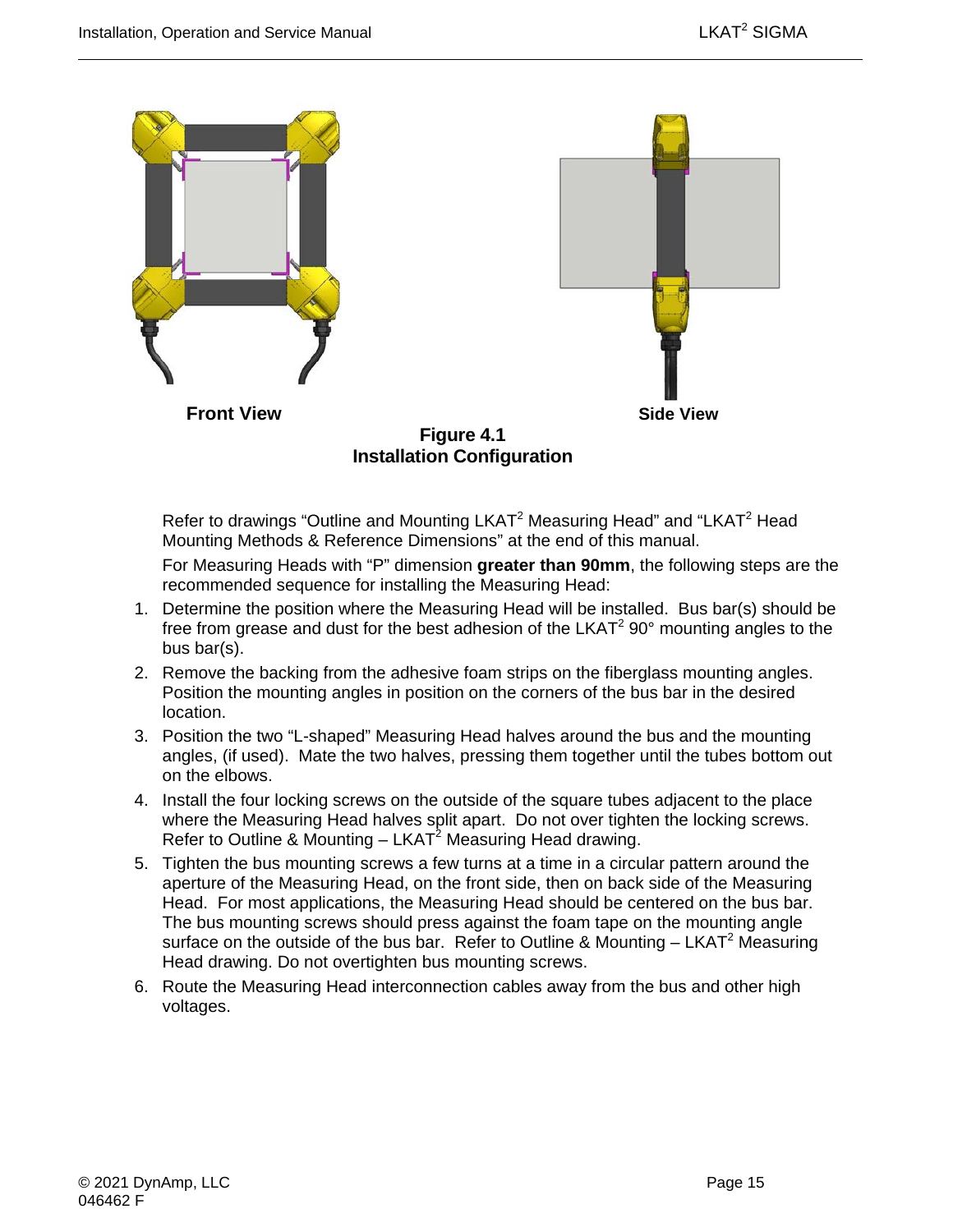Front View

Side View

**Figure 4.1**
**Installation Configuration**

Refer to drawings “Outline and Mounting LKAT$^2$ Measuring Head” and “LKAT$^2$ Head Mounting Methods & Reference Dimensions” at the end of this manual.

For Measuring Heads with “P” dimension **greater than 90mm**, the following steps are the recommended sequence for installing the Measuring Head:

1. Determine the position where the Measuring Head will be installed. Bus bar(s) should be free from grease and dust for the best adhesion of the LKAT$^2$ 90° mounting angles to the bus bar(s).
2. Remove the backing from the adhesive foam strips on the fiberglass mounting angles. Position the mounting angles in position on the corners of the bus bar in the desired location.
3. Position the two “L-shaped” Measuring Head halves around the bus and the mounting angles, (if used). Mate the two halves, pressing them together until the tubes bottom out on the elbows.
4. Install the four locking screws on the outside of the square tubes adjacent to the place where the Measuring Head halves split apart. Do not over tighten the locking screws. Refer to Outline & Mounting – LKAT$^2$ Measuring Head drawing.
5. Tighten the bus mounting screws a few turns at a time in a circular pattern around the aperture of the Measuring Head, on the front side, then on back side of the Measuring Head. For most applications, the Measuring Head should be centered on the bus bar. The bus mounting screws should press against the foam tape on the mounting angle surface on the outside of the bus bar. Refer to Outline & Mounting – LKAT$^2$ Measuring Head drawing. Do not overtighten bus mounting screws.
6. Route the Measuring Head interconnection cables away from the bus and other high voltages.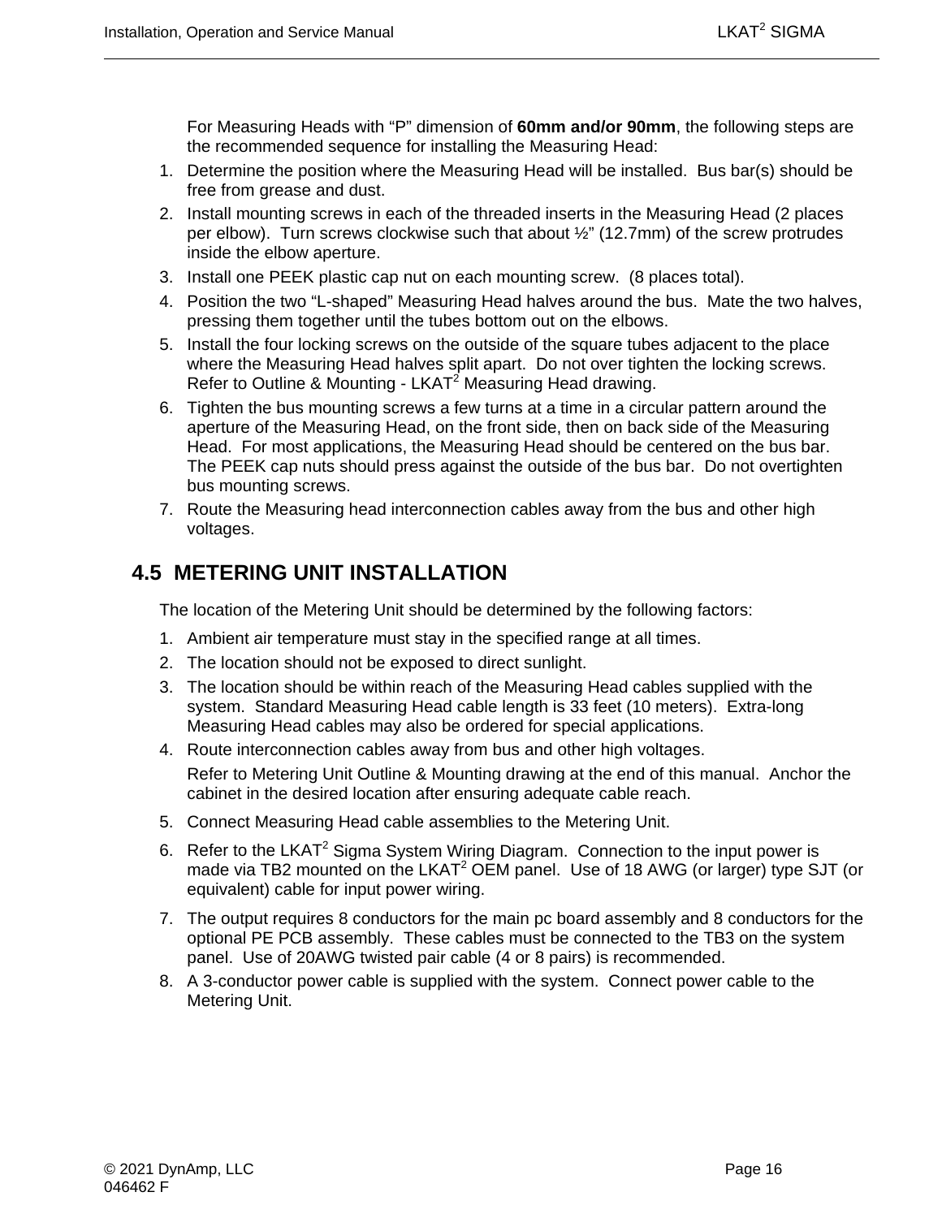For Measuring Heads with "P" dimension of **60mm and/or 90mm**, the following steps are the recommended sequence for installing the Measuring Head:

1. Determine the position where the Measuring Head will be installed. Bus bar(s) should be free from grease and dust.
2. Install mounting screws in each of the threaded inserts in the Measuring Head (2 places per elbow). Turn screws clockwise such that about ½" (12.7mm) of the screw protrudes inside the elbow aperture.
3. Install one PEEK plastic cap nut on each mounting screw. (8 places total).
4. Position the two "L-shaped" Measuring Head halves around the bus. Mate the two halves, pressing them together until the tubes bottom out on the elbows.
5. Install the four locking screws on the outside of the square tubes adjacent to the place where the Measuring Head halves split apart. Do not over tighten the locking screws. Refer to Outline & Mounting - LKAT$^2$ Measuring Head drawing.
6. Tighten the bus mounting screws a few turns at a time in a circular pattern around the aperture of the Measuring Head, on the front side, then on back side of the Measuring Head. For most applications, the Measuring Head should be centered on the bus bar. The PEEK cap nuts should press against the outside of the bus bar. Do not overtighten bus mounting screws.
7. Route the Measuring head interconnection cables away from the bus and other high voltages.

## 4.5 METERING UNIT INSTALLATION

The location of the Metering Unit should be determined by the following factors:

1. Ambient air temperature must stay in the specified range at all times.
2. The location should not be exposed to direct sunlight.
3. The location should be within reach of the Measuring Head cables supplied with the system. Standard Measuring Head cable length is 33 feet (10 meters). Extra-long Measuring Head cables may also be ordered for special applications.
4. Route interconnection cables away from bus and other high voltages.

   Refer to Metering Unit Outline & Mounting drawing at the end of this manual. Anchor the cabinet in the desired location after ensuring adequate cable reach.

5. Connect Measuring Head cable assemblies to the Metering Unit.
6. Refer to the LKAT$^2$ Sigma System Wiring Diagram. Connection to the input power is made via TB2 mounted on the LKAT$^2$ OEM panel. Use of 18 AWG (or larger) type SJT (or equivalent) cable for input power wiring.
7. The output requires 8 conductors for the main pc board assembly and 8 conductors for the optional PE PCB assembly. These cables must be connected to the TB3 on the system panel. Use of 20AWG twisted pair cable (4 or 8 pairs) is recommended.
8. A 3-conductor power cable is supplied with the system. Connect power cable to the Metering Unit.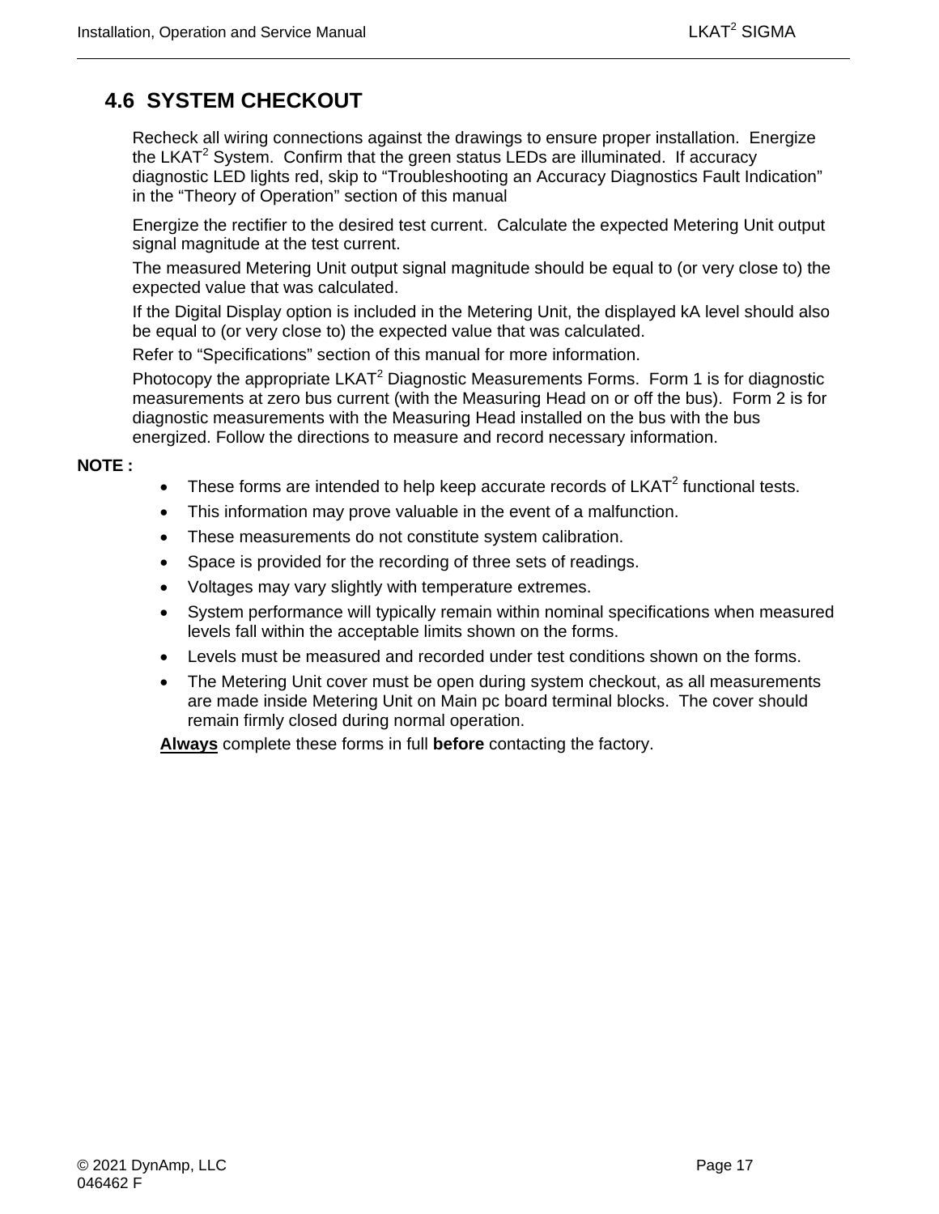## 4.6 SYSTEM CHECKOUT

Recheck all wiring connections against the drawings to ensure proper installation. Energize the LKAT$^2$ System. Confirm that the green status LEDs are illuminated. If accuracy diagnostic LED lights red, skip to "Troubleshooting an Accuracy Diagnostics Fault Indication" in the "Theory of Operation" section of this manual

Energize the rectifier to the desired test current. Calculate the expected Metering Unit output signal magnitude at the test current.

The measured Metering Unit output signal magnitude should be equal to (or very close to) the expected value that was calculated.

If the Digital Display option is included in the Metering Unit, the displayed kA level should also be equal to (or very close to) the expected value that was calculated.

Refer to "Specifications" section of this manual for more information.

Photocopy the appropriate LKAT$^2$ Diagnostic Measurements Forms. Form 1 is for diagnostic measurements at zero bus current (with the Measuring Head on or off the bus). Form 2 is for diagnostic measurements with the Measuring Head installed on the bus with the bus energized. Follow the directions to measure and record necessary information.

**NOTE :**

- These forms are intended to help keep accurate records of LKAT$^2$ functional tests.
- This information may prove valuable in the event of a malfunction.
- These measurements do not constitute system calibration.
- Space is provided for the recording of three sets of readings.
- Voltages may vary slightly with temperature extremes.
- System performance will typically remain within nominal specifications when measured levels fall within the acceptable limits shown on the forms.
- Levels must be measured and recorded under test conditions shown on the forms.
- The Metering Unit cover must be open during system checkout, as all measurements are made inside Metering Unit on Main pc board terminal blocks. The cover should remain firmly closed during normal operation.

**Always** complete these forms in full **before** contacting the factory.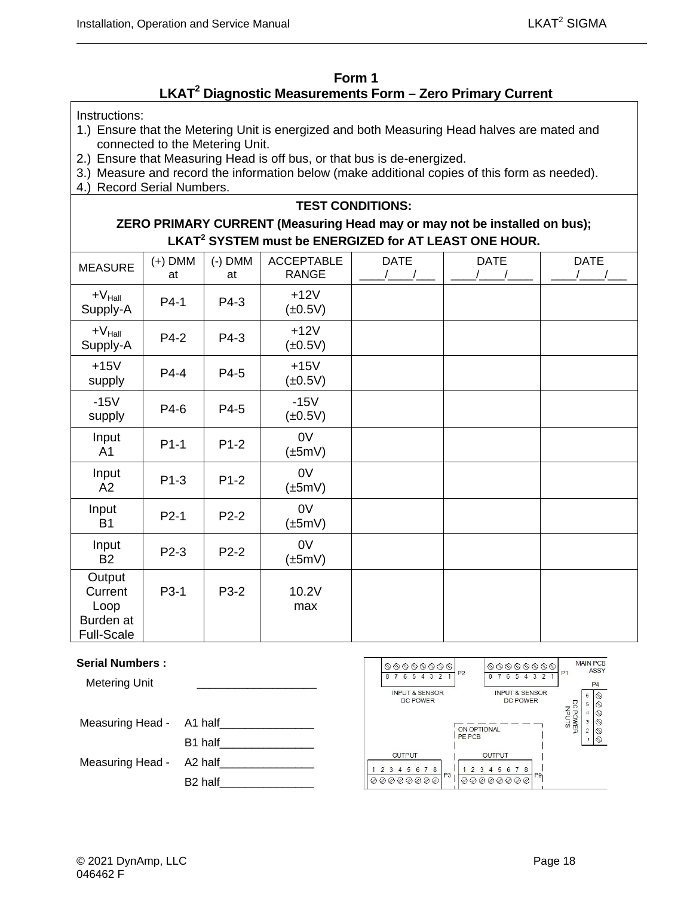## Form 1
## LKAT² Diagnostic Measurements Form – Zero Primary Current

Instructions:

1.) Ensure that the Metering Unit is energized and both Measuring Head halves are mated and connected to the Metering Unit.
2.) Ensure that Measuring Head is off bus, or that bus is de-energized.
3.) Measure and record the information below (make additional copies of this form as needed).
4.) Record Serial Numbers.

**TEST CONDITIONS:**

**ZERO PRIMARY CURRENT (Measuring Head may or may not be installed on bus);**

**LKAT² SYSTEM must be ENERGIZED for AT LEAST ONE HOUR.**

| MEASURE | (+) DMM at | (-) DMM at | ACCEPTABLE RANGE | DATE ____/____/___ | DATE ____/____/____ | DATE ____/____/___ |
|---|---|---|---|---|---|---|
| $+V_{Hall}$ Supply-A | P4-1 | P4-3 | +12V (±0.5V) | | | |
| $+V_{Hall}$ Supply-A | P4-2 | P4-3 | +12V (±0.5V) | | | |
| +15V supply | P4-4 | P4-5 | +15V (±0.5V) | | | |
| -15V supply | P4-6 | P4-5 | -15V (±0.5V) | | | |
| Input A1 | P1-1 | P1-2 | 0V (±5mV) | | | |
| Input A2 | P1-3 | P1-2 | 0V (±5mV) | | | |
| Input B1 | P2-1 | P2-2 | 0V (±5mV) | | | |
| Input B2 | P2-3 | P2-2 | 0V (±5mV) | | | |
| Output Current Loop Burden at Full-Scale | P3-1 | P3-2 | 10.2V max | | | |

**Serial Numbers :**

Metering Unit ___________________

Measuring Head - A1 half_______________

B1 half_______________

Measuring Head - A2 half_______________

B2 half_______________

P2: 8 7 6 5 4 3 2 1 — INPUT & SENSOR DC POWER
P1: 8 7 6 5 4 3 2 1 — INPUT & SENSOR DC POWER
MAIN PCB ASSY
P4: 6 5 4 3 2 1 — DC POWER INPUTS
ON OPTIONAL PE PCB
OUTPUT P3: 1 2 3 4 5 6 7 8
OUTPUT P9: 1 2 3 4 5 6 7 8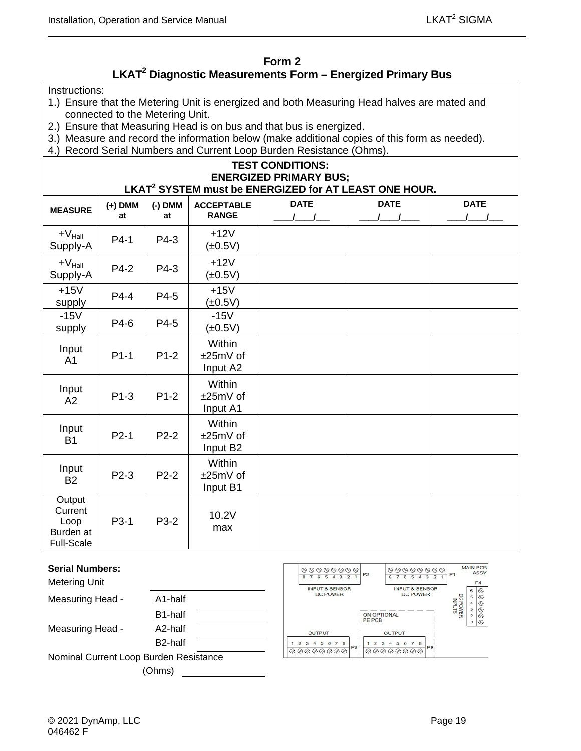## Form 2
## LKAT[2] Diagnostic Measurements Form – Energized Primary Bus

Instructions:
1.) Ensure that the Metering Unit is energized and both Measuring Head halves are mated and connected to the Metering Unit.
2.) Ensure that Measuring Head is on bus and that bus is energized.
3.) Measure and record the information below (make additional copies of this form as needed).
4.) Record Serial Numbers and Current Loop Burden Resistance (Ohms).

**TEST CONDITIONS:**
**ENERGIZED PRIMARY BUS;**
**LKAT[2] SYSTEM must be ENERGIZED for AT LEAST ONE HOUR.**

| MEASURE | (+) DMM at | (-) DMM at | ACCEPTABLE RANGE | DATE ___/___/___ | DATE ___/___/___ | DATE ___/___/___ |
|---|---|---|---|---|---|---|
| $+V_{Hall}$ Supply-A | P4-1 | P4-3 | +12V (±0.5V) | | | |
| $+V_{Hall}$ Supply-A | P4-2 | P4-3 | +12V (±0.5V) | | | |
| +15V supply | P4-4 | P4-5 | +15V (±0.5V) | | | |
| -15V supply | P4-6 | P4-5 | -15V (±0.5V) | | | |
| Input A1 | P1-1 | P1-2 | Within ±25mV of Input A2 | | | |
| Input A2 | P1-3 | P1-2 | Within ±25mV of Input A1 | | | |
| Input B1 | P2-1 | P2-2 | Within ±25mV of Input B2 | | | |
| Input B2 | P2-3 | P2-2 | Within ±25mV of Input B1 | | | |
| Output Current Loop Burden at Full-Scale | P3-1 | P3-2 | 10.2V max | | | |

**Serial Numbers:**

Metering Unit ____________

Measuring Head - A1-half ____________

B1-half ____________

Measuring Head - A2-half ____________

B2-half ____________

Nominal Current Loop Burden Resistance (Ohms) ____________

MAIN PCB ASSY

P2 (8 7 6 5 4 3 2 1) INPUT & SENSOR DC POWER

P1 (8 7 6 5 4 3 2 1) INPUT & SENSOR DC POWER

P4 (6 5 4 3 2 1) DC POWER INPUTS

ON OPTIONAL PE PCB

P3 OUTPUT (1 2 3 4 5 6 7 8)

P9 OUTPUT (1 2 3 4 5 6 7 8)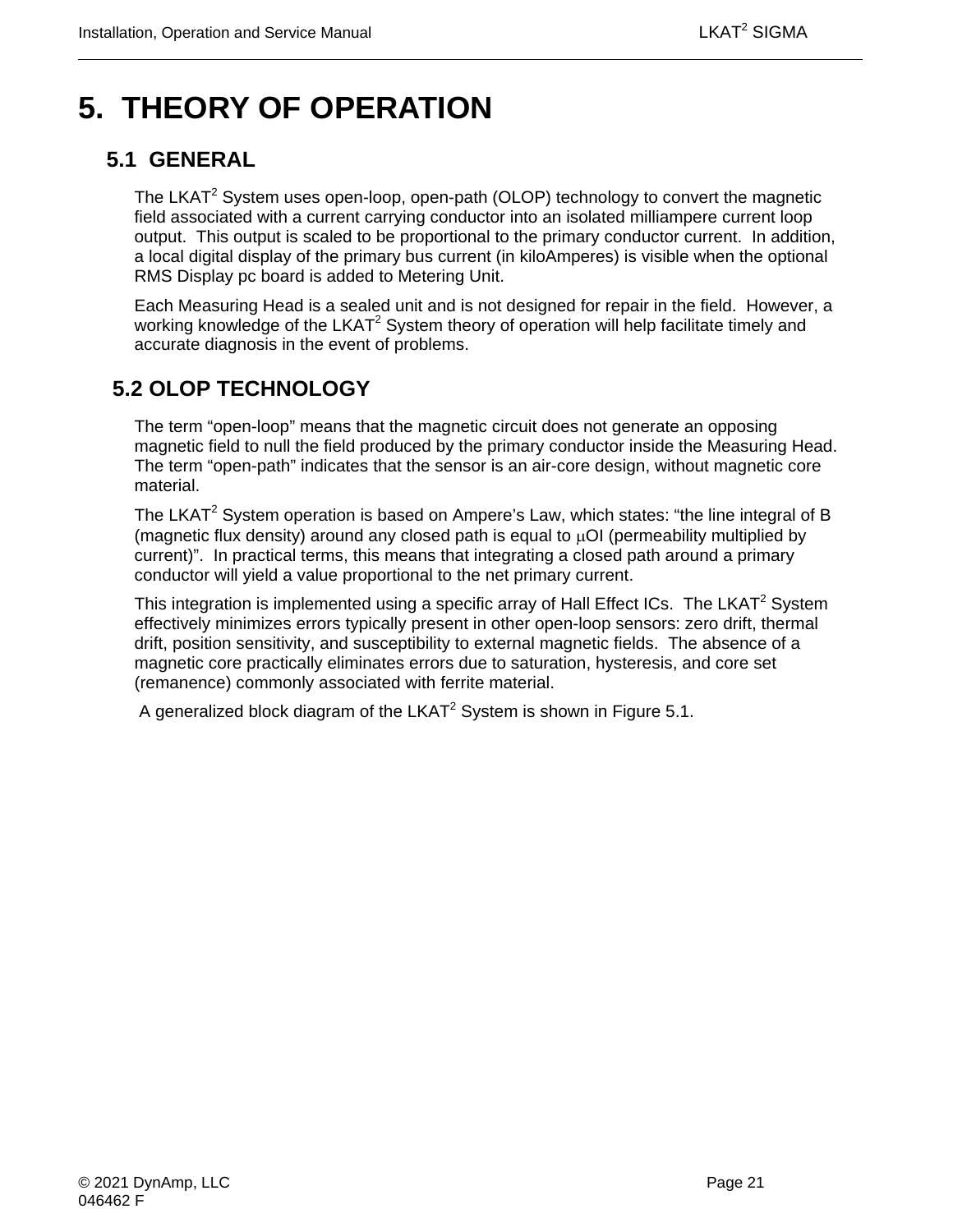# 5. THEORY OF OPERATION

## 5.1 GENERAL

The LKAT$^2$ System uses open-loop, open-path (OLOP) technology to convert the magnetic field associated with a current carrying conductor into an isolated milliampere current loop output. This output is scaled to be proportional to the primary conductor current. In addition, a local digital display of the primary bus current (in kiloAmperes) is visible when the optional RMS Display pc board is added to Metering Unit.

Each Measuring Head is a sealed unit and is not designed for repair in the field. However, a working knowledge of the LKAT$^2$ System theory of operation will help facilitate timely and accurate diagnosis in the event of problems.

## 5.2 OLOP TECHNOLOGY

The term "open-loop" means that the magnetic circuit does not generate an opposing magnetic field to null the field produced by the primary conductor inside the Measuring Head. The term "open-path" indicates that the sensor is an air-core design, without magnetic core material.

The LKAT$^2$ System operation is based on Ampere's Law, which states: "the line integral of B (magnetic flux density) around any closed path is equal to $\mu$OI (permeability multiplied by current)". In practical terms, this means that integrating a closed path around a primary conductor will yield a value proportional to the net primary current.

This integration is implemented using a specific array of Hall Effect ICs. The LKAT$^2$ System effectively minimizes errors typically present in other open-loop sensors: zero drift, thermal drift, position sensitivity, and susceptibility to external magnetic fields. The absence of a magnetic core practically eliminates errors due to saturation, hysteresis, and core set (remanence) commonly associated with ferrite material.

A generalized block diagram of the LKAT$^2$ System is shown in Figure 5.1.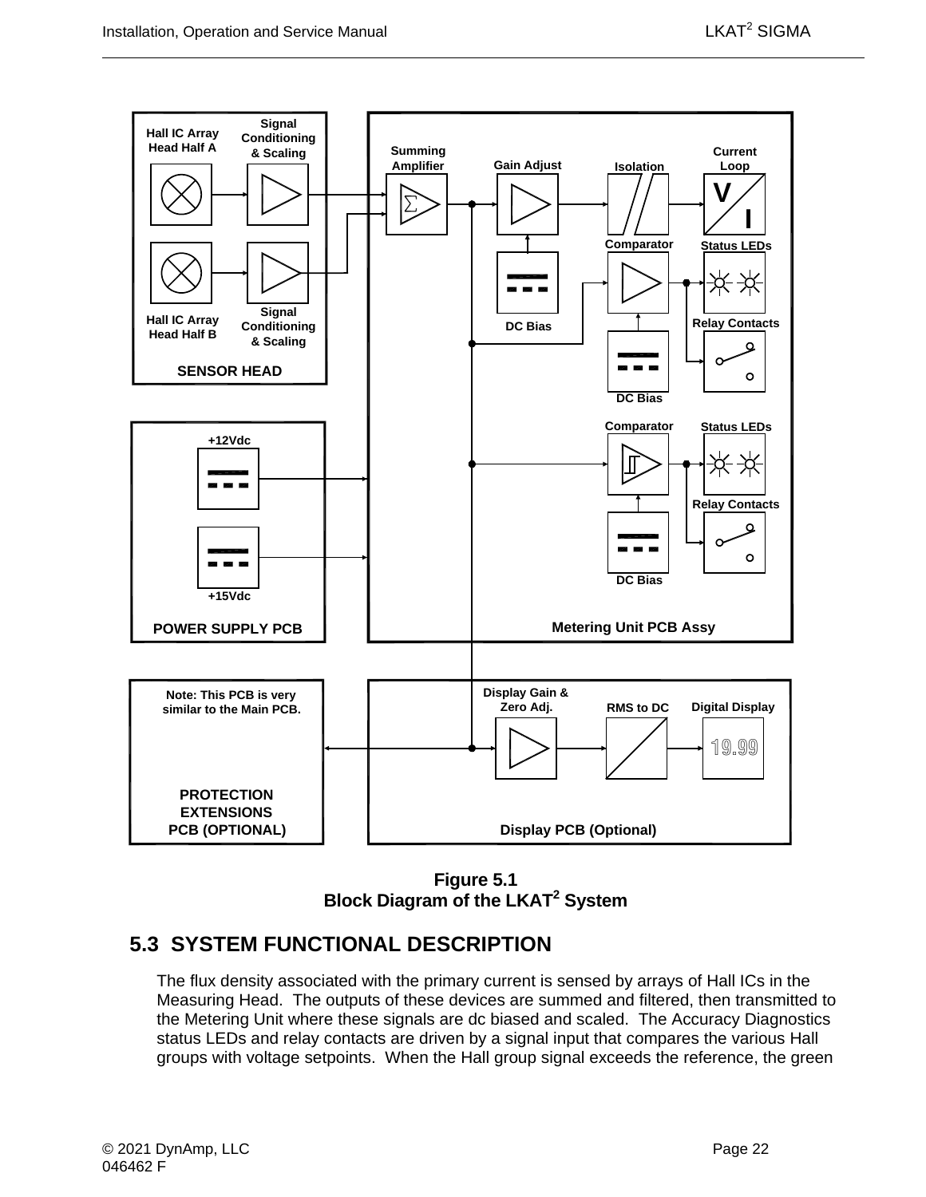**Figure 5.1**
**Block Diagram of the LKAT$^2$ System**

## 5.3 SYSTEM FUNCTIONAL DESCRIPTION

The flux density associated with the primary current is sensed by arrays of Hall ICs in the Measuring Head. The outputs of these devices are summed and filtered, then transmitted to the Metering Unit where these signals are dc biased and scaled. The Accuracy Diagnostics status LEDs and relay contacts are driven by a signal input that compares the various Hall groups with voltage setpoints. When the Hall group signal exceeds the reference, the green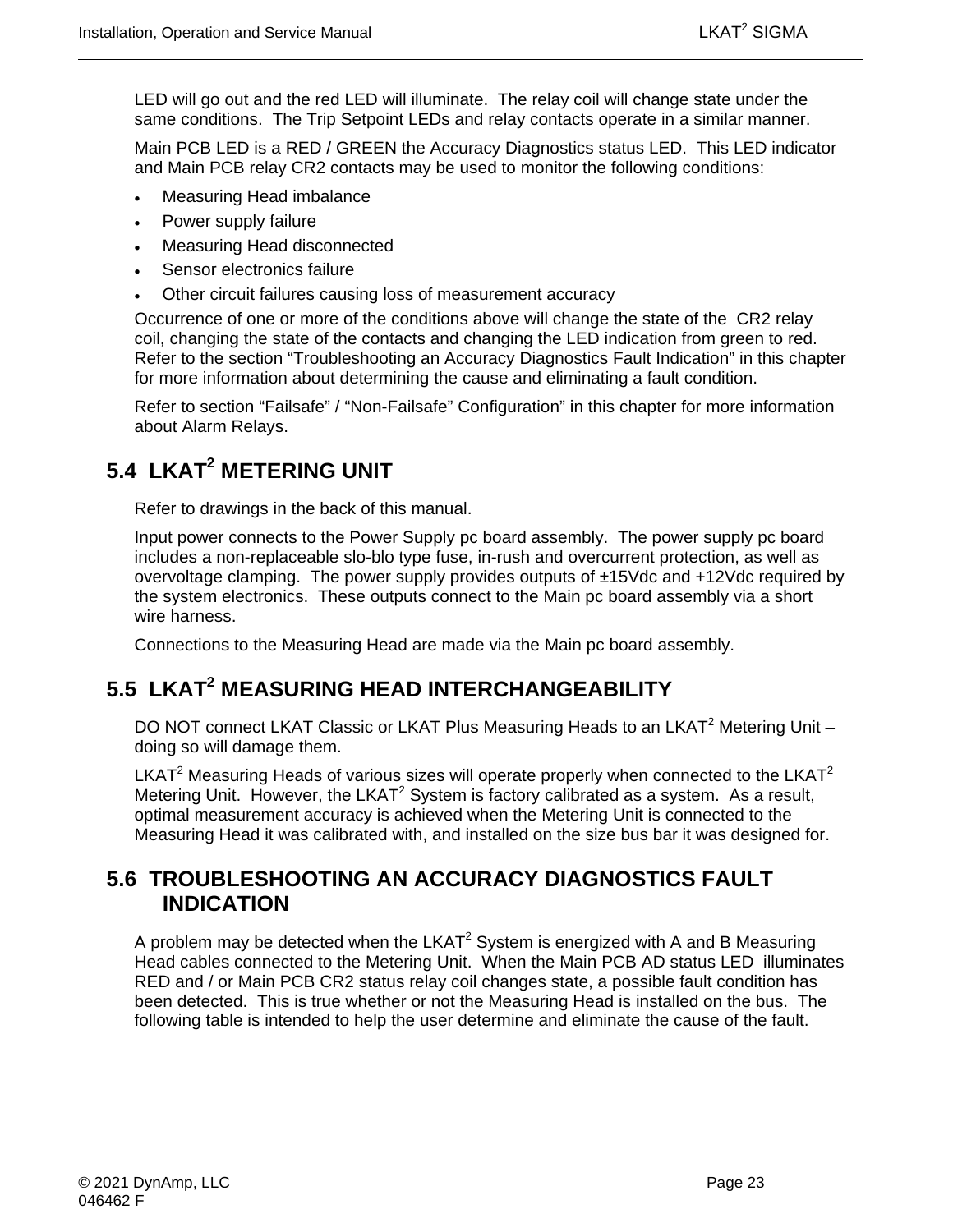LED will go out and the red LED will illuminate. The relay coil will change state under the same conditions. The Trip Setpoint LEDs and relay contacts operate in a similar manner.

Main PCB LED is a RED / GREEN the Accuracy Diagnostics status LED. This LED indicator and Main PCB relay CR2 contacts may be used to monitor the following conditions:

- Measuring Head imbalance
- Power supply failure
- Measuring Head disconnected
- Sensor electronics failure
- Other circuit failures causing loss of measurement accuracy

Occurrence of one or more of the conditions above will change the state of the CR2 relay coil, changing the state of the contacts and changing the LED indication from green to red. Refer to the section "Troubleshooting an Accuracy Diagnostics Fault Indication" in this chapter for more information about determining the cause and eliminating a fault condition.

Refer to section "Failsafe" / "Non-Failsafe" Configuration" in this chapter for more information about Alarm Relays.

## 5.4 LKAT$^2$ METERING UNIT

Refer to drawings in the back of this manual.

Input power connects to the Power Supply pc board assembly. The power supply pc board includes a non-replaceable slo-blo type fuse, in-rush and overcurrent protection, as well as overvoltage clamping. The power supply provides outputs of ±15Vdc and +12Vdc required by the system electronics. These outputs connect to the Main pc board assembly via a short wire harness.

Connections to the Measuring Head are made via the Main pc board assembly.

## 5.5 LKAT$^2$ MEASURING HEAD INTERCHANGEABILITY

DO NOT connect LKAT Classic or LKAT Plus Measuring Heads to an LKAT$^2$ Metering Unit – doing so will damage them.

LKAT$^2$ Measuring Heads of various sizes will operate properly when connected to the LKAT$^2$ Metering Unit. However, the LKAT$^2$ System is factory calibrated as a system. As a result, optimal measurement accuracy is achieved when the Metering Unit is connected to the Measuring Head it was calibrated with, and installed on the size bus bar it was designed for.

## 5.6 TROUBLESHOOTING AN ACCURACY DIAGNOSTICS FAULT INDICATION

A problem may be detected when the LKAT$^2$ System is energized with A and B Measuring Head cables connected to the Metering Unit. When the Main PCB AD status LED illuminates RED and / or Main PCB CR2 status relay coil changes state, a possible fault condition has been detected. This is true whether or not the Measuring Head is installed on the bus. The following table is intended to help the user determine and eliminate the cause of the fault.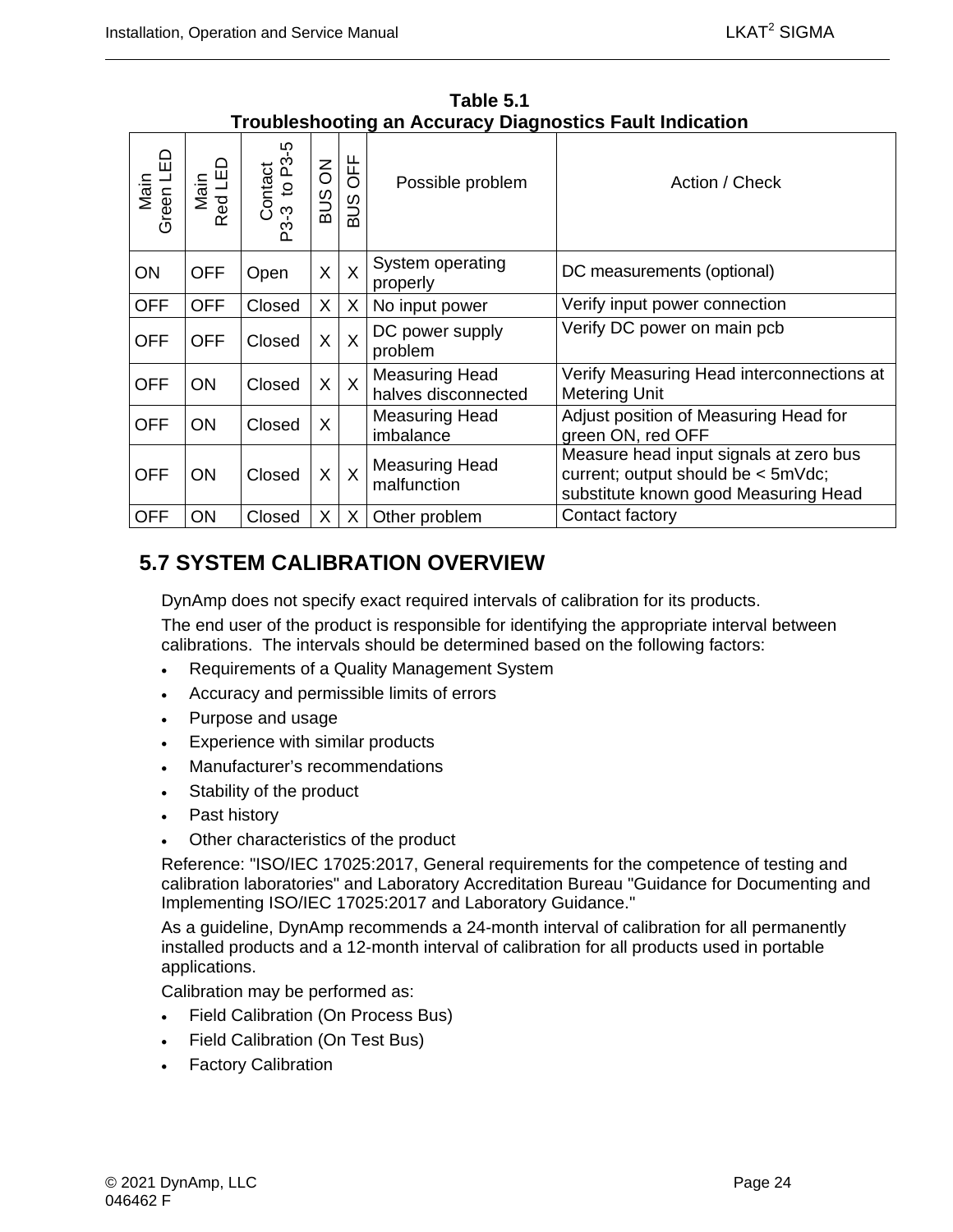**Table 5.1**
**Troubleshooting an Accuracy Diagnostics Fault Indication**

| Main Green LED | Main Red LED | Contact P3-3 to P3-5 | BUS ON | BUS OFF | Possible problem | Action / Check |
|---|---|---|---|---|---|---|
| ON | OFF | Open | X | X | System operating properly | DC measurements (optional) |
| OFF | OFF | Closed | X | X | No input power | Verify input power connection |
| OFF | OFF | Closed | X | X | DC power supply problem | Verify DC power on main pcb |
| OFF | ON | Closed | X | X | Measuring Head halves disconnected | Verify Measuring Head interconnections at Metering Unit |
| OFF | ON | Closed | X | | Measuring Head imbalance | Adjust position of Measuring Head for green ON, red OFF |
| OFF | ON | Closed | X | X | Measuring Head malfunction | Measure head input signals at zero bus current; output should be < 5mVdc; substitute known good Measuring Head |
| OFF | ON | Closed | X | X | Other problem | Contact factory |

## 5.7 SYSTEM CALIBRATION OVERVIEW

DynAmp does not specify exact required intervals of calibration for its products.

The end user of the product is responsible for identifying the appropriate interval between calibrations. The intervals should be determined based on the following factors:

- Requirements of a Quality Management System
- Accuracy and permissible limits of errors
- Purpose and usage
- Experience with similar products
- Manufacturer's recommendations
- Stability of the product
- Past history
- Other characteristics of the product

Reference: "ISO/IEC 17025:2017, General requirements for the competence of testing and calibration laboratories" and Laboratory Accreditation Bureau "Guidance for Documenting and Implementing ISO/IEC 17025:2017 and Laboratory Guidance."

As a guideline, DynAmp recommends a 24-month interval of calibration for all permanently installed products and a 12-month interval of calibration for all products used in portable applications.

Calibration may be performed as:

- Field Calibration (On Process Bus)
- Field Calibration (On Test Bus)
- Factory Calibration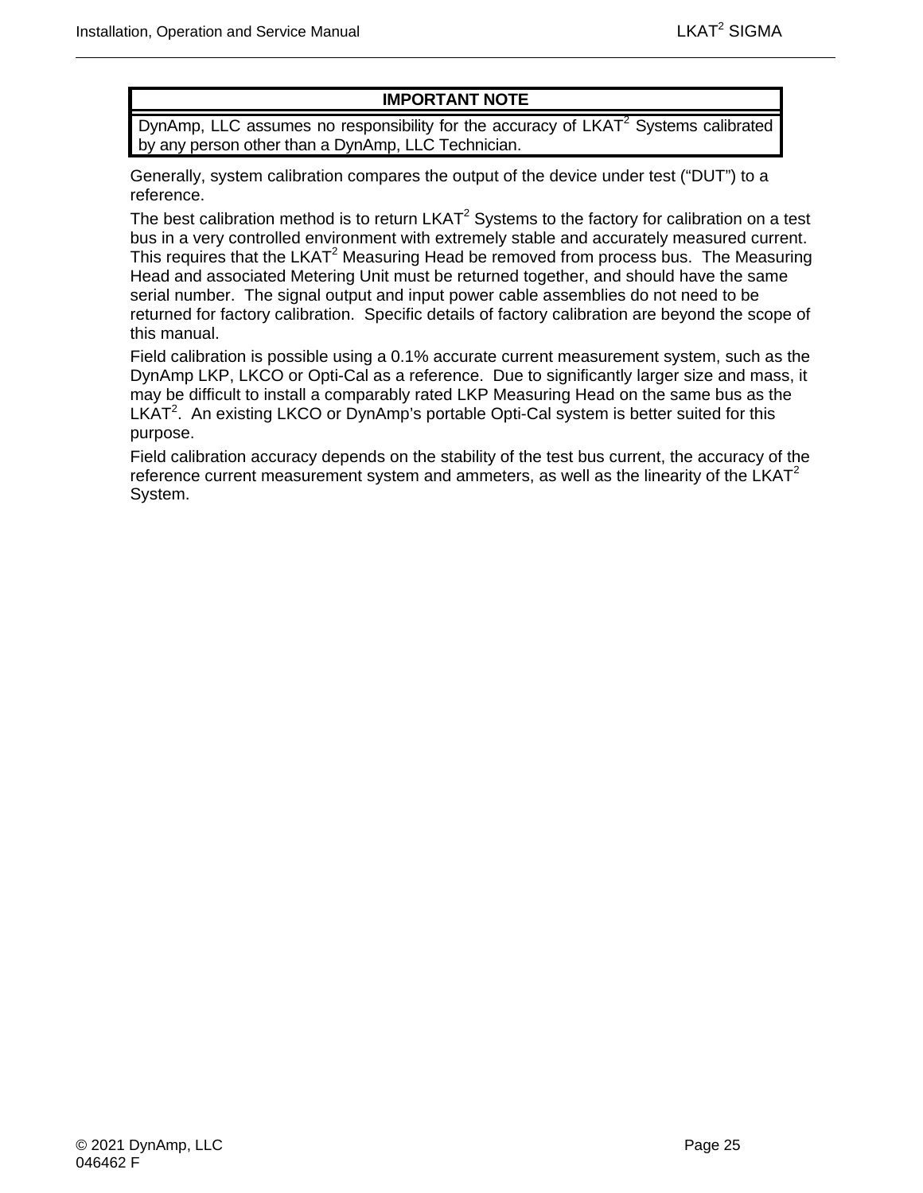| IMPORTANT NOTE |
| --- |
| DynAmp, LLC assumes no responsibility for the accuracy of LKAT$^2$ Systems calibrated by any person other than a DynAmp, LLC Technician. |

Generally, system calibration compares the output of the device under test (“DUT”) to a reference.

The best calibration method is to return LKAT$^2$ Systems to the factory for calibration on a test bus in a very controlled environment with extremely stable and accurately measured current. This requires that the LKAT$^2$ Measuring Head be removed from process bus. The Measuring Head and associated Metering Unit must be returned together, and should have the same serial number. The signal output and input power cable assemblies do not need to be returned for factory calibration. Specific details of factory calibration are beyond the scope of this manual.

Field calibration is possible using a 0.1% accurate current measurement system, such as the DynAmp LKP, LKCO or Opti-Cal as a reference. Due to significantly larger size and mass, it may be difficult to install a comparably rated LKP Measuring Head on the same bus as the LKAT$^2$. An existing LKCO or DynAmp’s portable Opti-Cal system is better suited for this purpose.

Field calibration accuracy depends on the stability of the test bus current, the accuracy of the reference current measurement system and ammeters, as well as the linearity of the LKAT$^2$ System.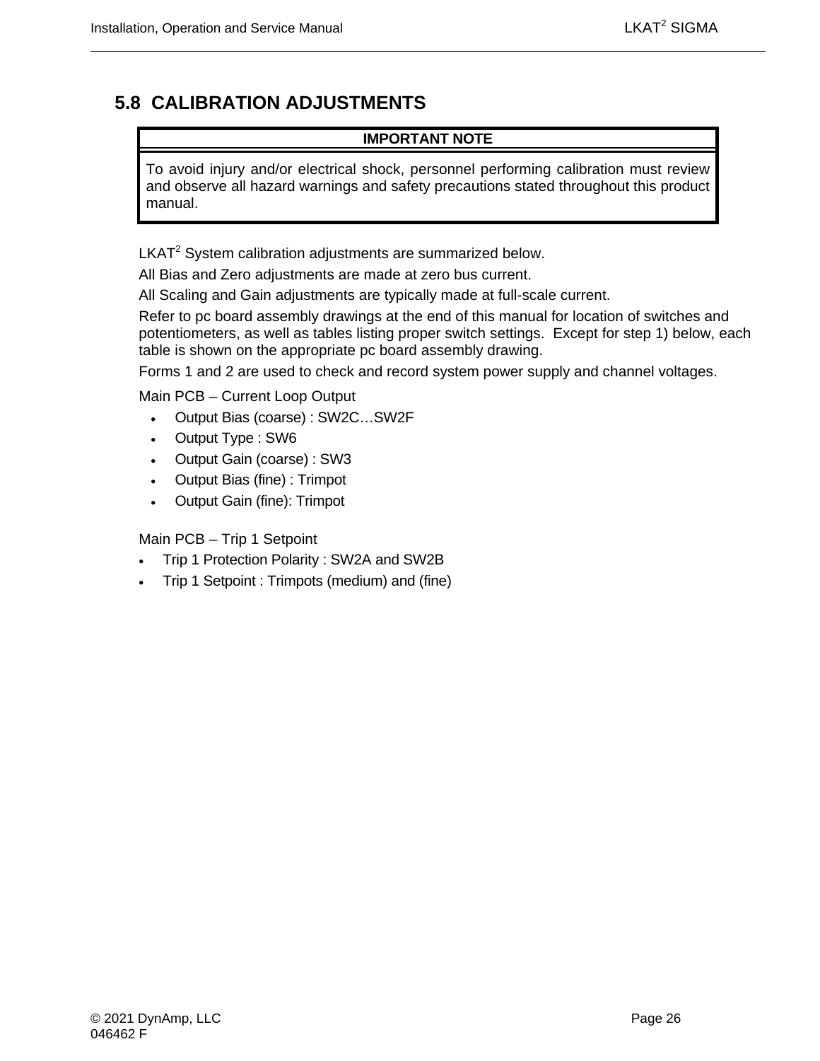## 5.8 CALIBRATION ADJUSTMENTS

| IMPORTANT NOTE |
| --- |
| To avoid injury and/or electrical shock, personnel performing calibration must review and observe all hazard warnings and safety precautions stated throughout this product manual. |

LKAT$^2$ System calibration adjustments are summarized below.

All Bias and Zero adjustments are made at zero bus current.

All Scaling and Gain adjustments are typically made at full-scale current.

Refer to pc board assembly drawings at the end of this manual for location of switches and potentiometers, as well as tables listing proper switch settings. Except for step 1) below, each table is shown on the appropriate pc board assembly drawing.

Forms 1 and 2 are used to check and record system power supply and channel voltages.

Main PCB – Current Loop Output

- Output Bias (coarse) : SW2C…SW2F
- Output Type : SW6
- Output Gain (coarse) : SW3
- Output Bias (fine) : Trimpot
- Output Gain (fine): Trimpot

Main PCB – Trip 1 Setpoint

- Trip 1 Protection Polarity : SW2A and SW2B
- Trip 1 Setpoint : Trimpots (medium) and (fine)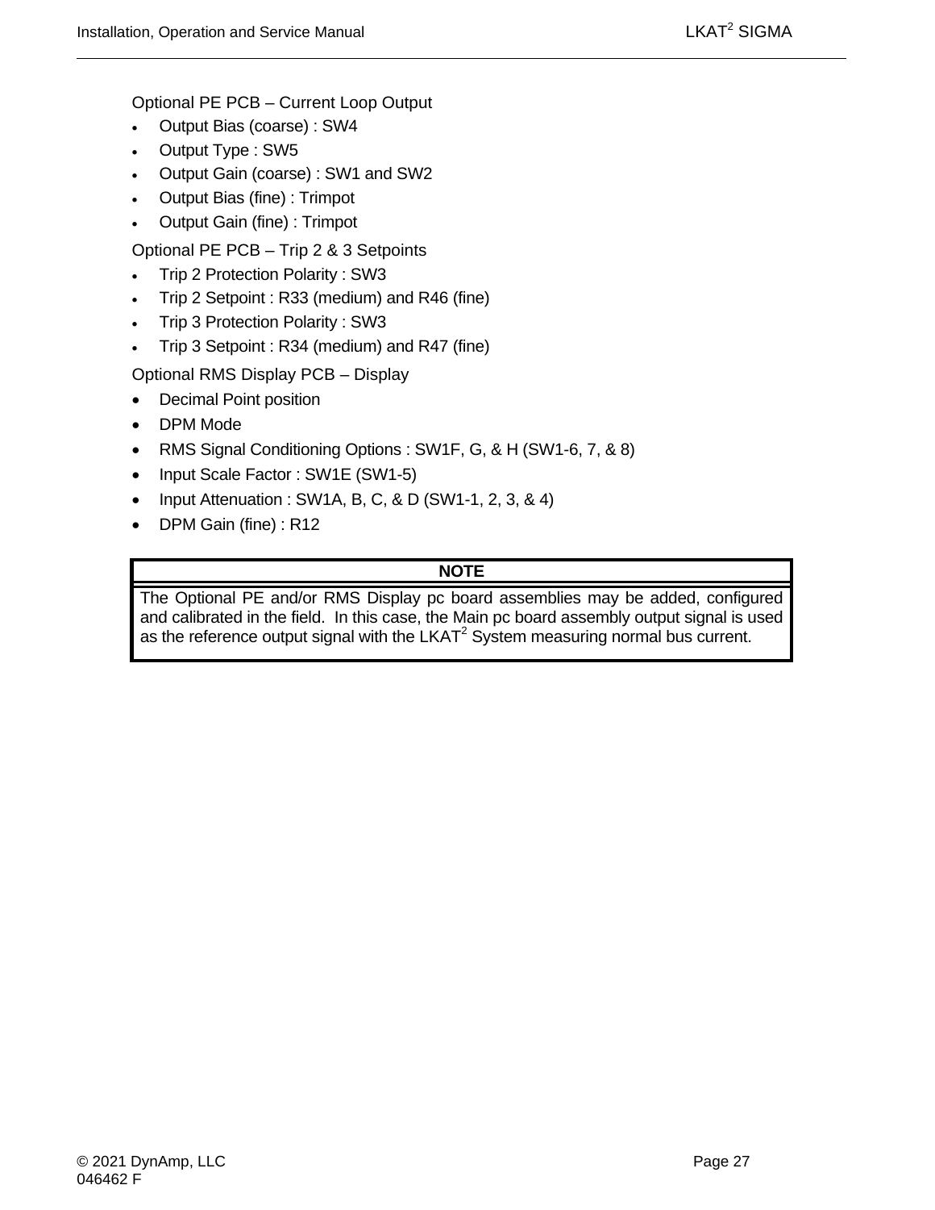Optional PE PCB – Current Loop Output

- Output Bias (coarse) : SW4
- Output Type : SW5
- Output Gain (coarse) : SW1 and SW2
- Output Bias (fine) : Trimpot
- Output Gain (fine) : Trimpot

Optional PE PCB – Trip 2 & 3 Setpoints

- Trip 2 Protection Polarity : SW3
- Trip 2 Setpoint : R33 (medium) and R46 (fine)
- Trip 3 Protection Polarity : SW3
- Trip 3 Setpoint : R34 (medium) and R47 (fine)

Optional RMS Display PCB – Display

- Decimal Point position
- DPM Mode
- RMS Signal Conditioning Options : SW1F, G, & H (SW1-6, 7, & 8)
- Input Scale Factor : SW1E (SW1-5)
- Input Attenuation : SW1A, B, C, & D (SW1-1, 2, 3, & 4)
- DPM Gain (fine) : R12

| NOTE |
|---|
| The Optional PE and/or RMS Display pc board assemblies may be added, configured and calibrated in the field. In this case, the Main pc board assembly output signal is used as the reference output signal with the LKAT$^2$ System measuring normal bus current. |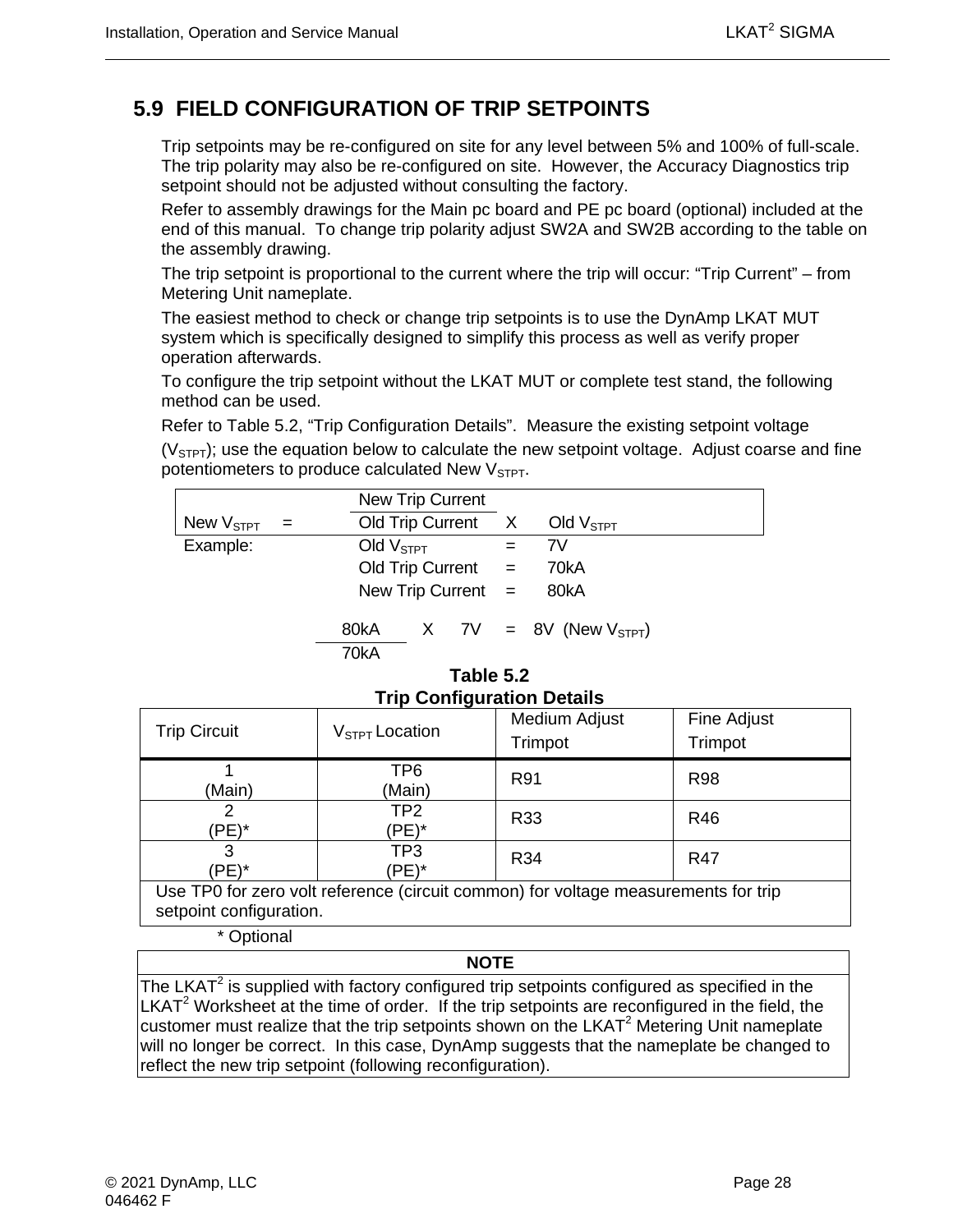## 5.9 FIELD CONFIGURATION OF TRIP SETPOINTS

Trip setpoints may be re-configured on site for any level between 5% and 100% of full-scale. The trip polarity may also be re-configured on site. However, the Accuracy Diagnostics trip setpoint should not be adjusted without consulting the factory.

Refer to assembly drawings for the Main pc board and PE pc board (optional) included at the end of this manual. To change trip polarity adjust SW2A and SW2B according to the table on the assembly drawing.

The trip setpoint is proportional to the current where the trip will occur: "Trip Current" – from Metering Unit nameplate.

The easiest method to check or change trip setpoints is to use the DynAmp LKAT MUT system which is specifically designed to simplify this process as well as verify proper operation afterwards.

To configure the trip setpoint without the LKAT MUT or complete test stand, the following method can be used.

Refer to Table 5.2, "Trip Configuration Details". Measure the existing setpoint voltage ($V_{STPT}$); use the equation below to calculate the new setpoint voltage. Adjust coarse and fine potentiometers to produce calculated New $V_{STPT}$.

$$\text{New } V_{STPT} = \frac{\text{New Trip Current}}{\text{Old Trip Current}} \times \text{Old } V_{STPT}$$

Example:

Old $V_{STPT}$ = 7V

Old Trip Current = 70kA

New Trip Current = 80kA

$$\frac{80\text{kA}}{70\text{kA}} \times 7\text{V} = 8\text{V} \ (\text{New } V_{STPT})$$

**Table 5.2**
**Trip Configuration Details**

| Trip Circuit | $V_{STPT}$ Location | Medium Adjust Trimpot | Fine Adjust Trimpot |
|---|---|---|---|
| 1 (Main) | TP6 (Main) | R91 | R98 |
| 2 (PE)* | TP2 (PE)* | R33 | R46 |
| 3 (PE)* | TP3 (PE)* | R34 | R47 |
| Use TP0 for zero volt reference (circuit common) for voltage measurements for trip setpoint configuration. | | | |

\* Optional

| NOTE |
|---|
| The LKAT[2] is supplied with factory configured trip setpoints configured as specified in the LKAT[2] Worksheet at the time of order. If the trip setpoints are reconfigured in the field, the customer must realize that the trip setpoints shown on the LKAT[2] Metering Unit nameplate will no longer be correct. In this case, DynAmp suggests that the nameplate be changed to reflect the new trip setpoint (following reconfiguration). |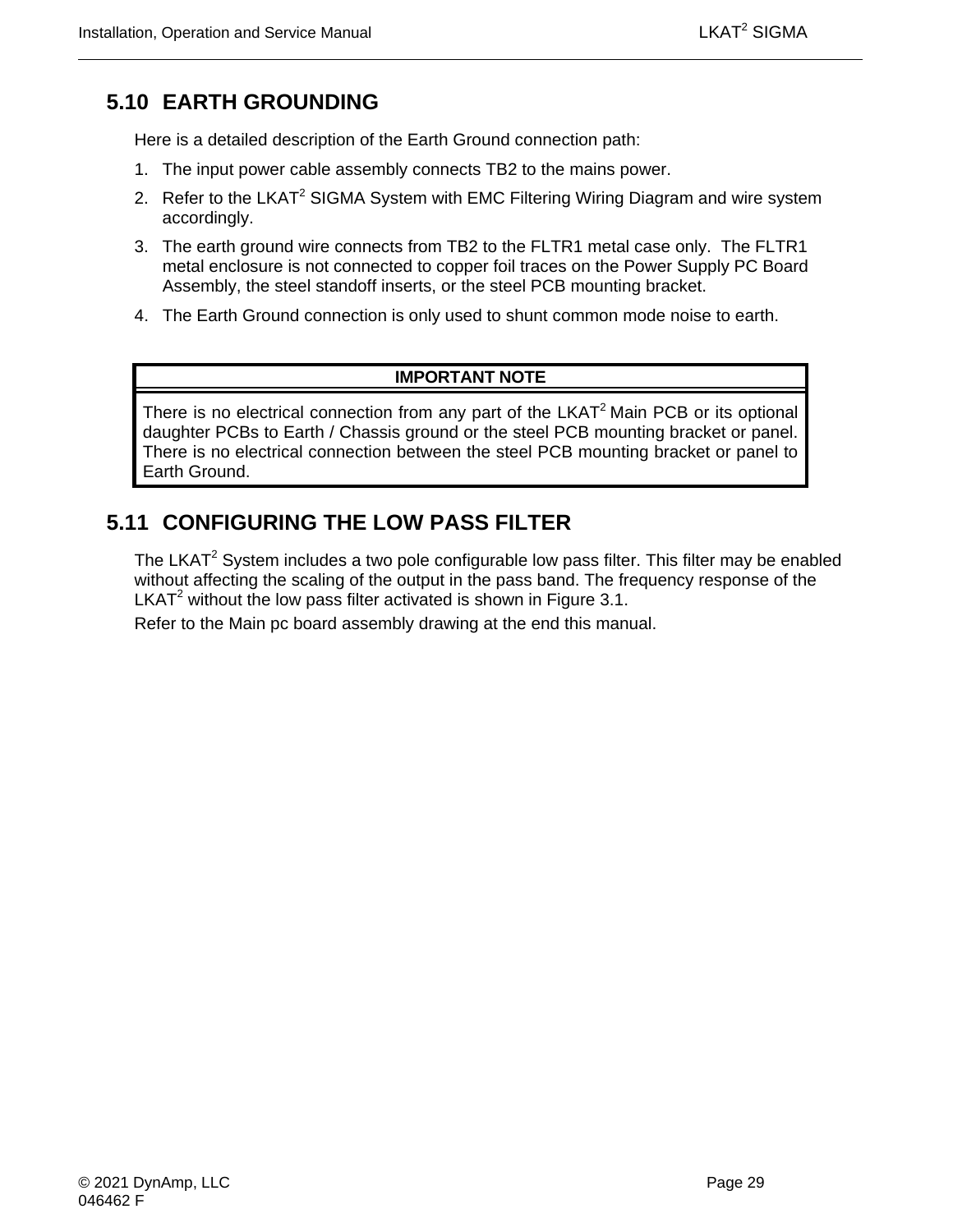## 5.10 EARTH GROUNDING

Here is a detailed description of the Earth Ground connection path:

1. The input power cable assembly connects TB2 to the mains power.
2. Refer to the LKAT$^2$ SIGMA System with EMC Filtering Wiring Diagram and wire system accordingly.
3. The earth ground wire connects from TB2 to the FLTR1 metal case only. The FLTR1 metal enclosure is not connected to copper foil traces on the Power Supply PC Board Assembly, the steel standoff inserts, or the steel PCB mounting bracket.
4. The Earth Ground connection is only used to shunt common mode noise to earth.

| IMPORTANT NOTE |
|---|
| There is no electrical connection from any part of the LKAT$^2$ Main PCB or its optional daughter PCBs to Earth / Chassis ground or the steel PCB mounting bracket or panel. There is no electrical connection between the steel PCB mounting bracket or panel to Earth Ground. |

## 5.11 CONFIGURING THE LOW PASS FILTER

The LKAT$^2$ System includes a two pole configurable low pass filter. This filter may be enabled without affecting the scaling of the output in the pass band. The frequency response of the LKAT$^2$ without the low pass filter activated is shown in Figure 3.1.

Refer to the Main pc board assembly drawing at the end this manual.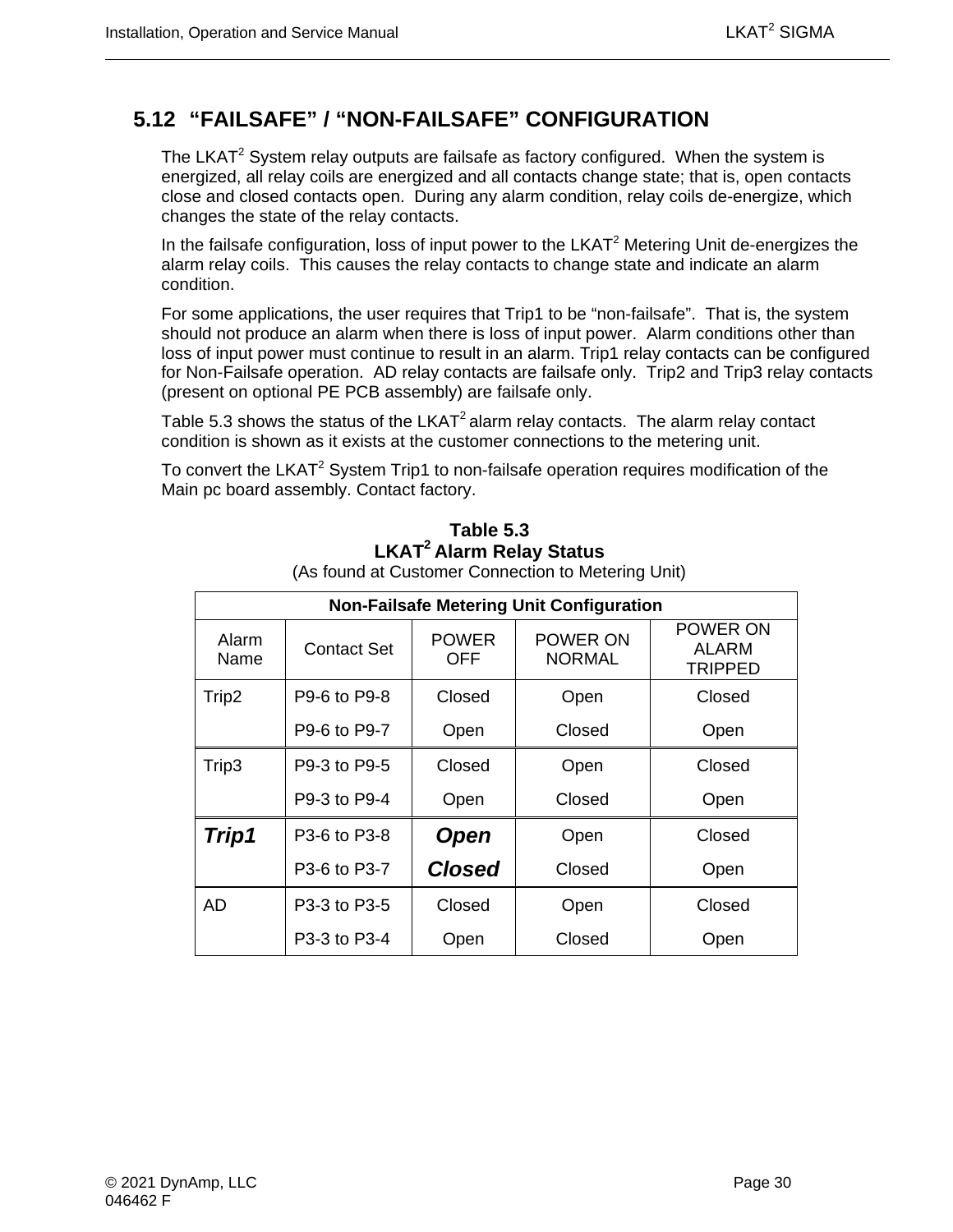## 5.12 "FAILSAFE" / "NON-FAILSAFE" CONFIGURATION

The LKAT[2] System relay outputs are failsafe as factory configured. When the system is energized, all relay coils are energized and all contacts change state; that is, open contacts close and closed contacts open. During any alarm condition, relay coils de-energize, which changes the state of the relay contacts.

In the failsafe configuration, loss of input power to the LKAT[2] Metering Unit de-energizes the alarm relay coils. This causes the relay contacts to change state and indicate an alarm condition.

For some applications, the user requires that Trip1 to be "non-failsafe". That is, the system should not produce an alarm when there is loss of input power. Alarm conditions other than loss of input power must continue to result in an alarm. Trip1 relay contacts can be configured for Non-Failsafe operation. AD relay contacts are failsafe only. Trip2 and Trip3 relay contacts (present on optional PE PCB assembly) are failsafe only.

Table 5.3 shows the status of the LKAT[2] alarm relay contacts. The alarm relay contact condition is shown as it exists at the customer connections to the metering unit.

To convert the LKAT[2] System Trip1 to non-failsafe operation requires modification of the Main pc board assembly. Contact factory.

**Table 5.3**
**LKAT[2] Alarm Relay Status**
(As found at Customer Connection to Metering Unit)

| Non-Failsafe Metering Unit Configuration | | | | |
|---|---|---|---|---|
| Alarm Name | Contact Set | POWER OFF | POWER ON NORMAL | POWER ON ALARM TRIPPED |
| Trip2 | P9-6 to P9-8 | Closed | Open | Closed |
| | P9-6 to P9-7 | Open | Closed | Open |
| Trip3 | P9-3 to P9-5 | Closed | Open | Closed |
| | P9-3 to P9-4 | Open | Closed | Open |
| ***Trip1*** | P3-6 to P3-8 | ***Open*** | Open | Closed |
| | P3-6 to P3-7 | ***Closed*** | Closed | Open |
| AD | P3-3 to P3-5 | Closed | Open | Closed |
| | P3-3 to P3-4 | Open | Closed | Open |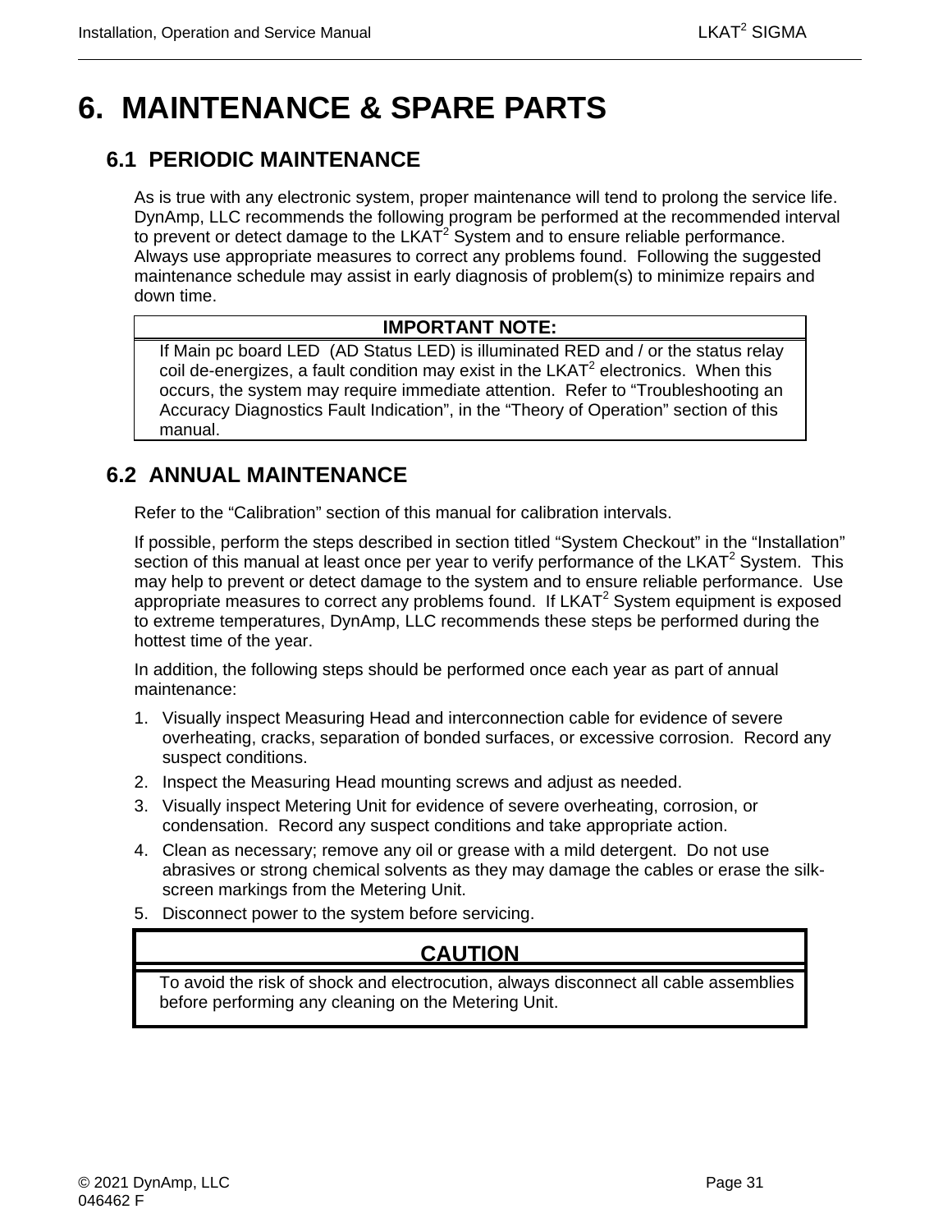# 6. MAINTENANCE & SPARE PARTS

## 6.1 PERIODIC MAINTENANCE

As is true with any electronic system, proper maintenance will tend to prolong the service life. DynAmp, LLC recommends the following program be performed at the recommended interval to prevent or detect damage to the LKAT$^2$ System and to ensure reliable performance. Always use appropriate measures to correct any problems found. Following the suggested maintenance schedule may assist in early diagnosis of problem(s) to minimize repairs and down time.

| IMPORTANT NOTE: |
|---|
| If Main pc board LED (AD Status LED) is illuminated RED and / or the status relay coil de-energizes, a fault condition may exist in the LKAT$^2$ electronics. When this occurs, the system may require immediate attention. Refer to "Troubleshooting an Accuracy Diagnostics Fault Indication", in the "Theory of Operation" section of this manual. |

## 6.2 ANNUAL MAINTENANCE

Refer to the "Calibration" section of this manual for calibration intervals.

If possible, perform the steps described in section titled "System Checkout" in the "Installation" section of this manual at least once per year to verify performance of the LKAT$^2$ System. This may help to prevent or detect damage to the system and to ensure reliable performance. Use appropriate measures to correct any problems found. If LKAT$^2$ System equipment is exposed to extreme temperatures, DynAmp, LLC recommends these steps be performed during the hottest time of the year.

In addition, the following steps should be performed once each year as part of annual maintenance:

1. Visually inspect Measuring Head and interconnection cable for evidence of severe overheating, cracks, separation of bonded surfaces, or excessive corrosion. Record any suspect conditions.
2. Inspect the Measuring Head mounting screws and adjust as needed.
3. Visually inspect Metering Unit for evidence of severe overheating, corrosion, or condensation. Record any suspect conditions and take appropriate action.
4. Clean as necessary; remove any oil or grease with a mild detergent. Do not use abrasives or strong chemical solvents as they may damage the cables or erase the silk-screen markings from the Metering Unit.
5. Disconnect power to the system before servicing.

| CAUTION |
|---|
| To avoid the risk of shock and electrocution, always disconnect all cable assemblies before performing any cleaning on the Metering Unit. |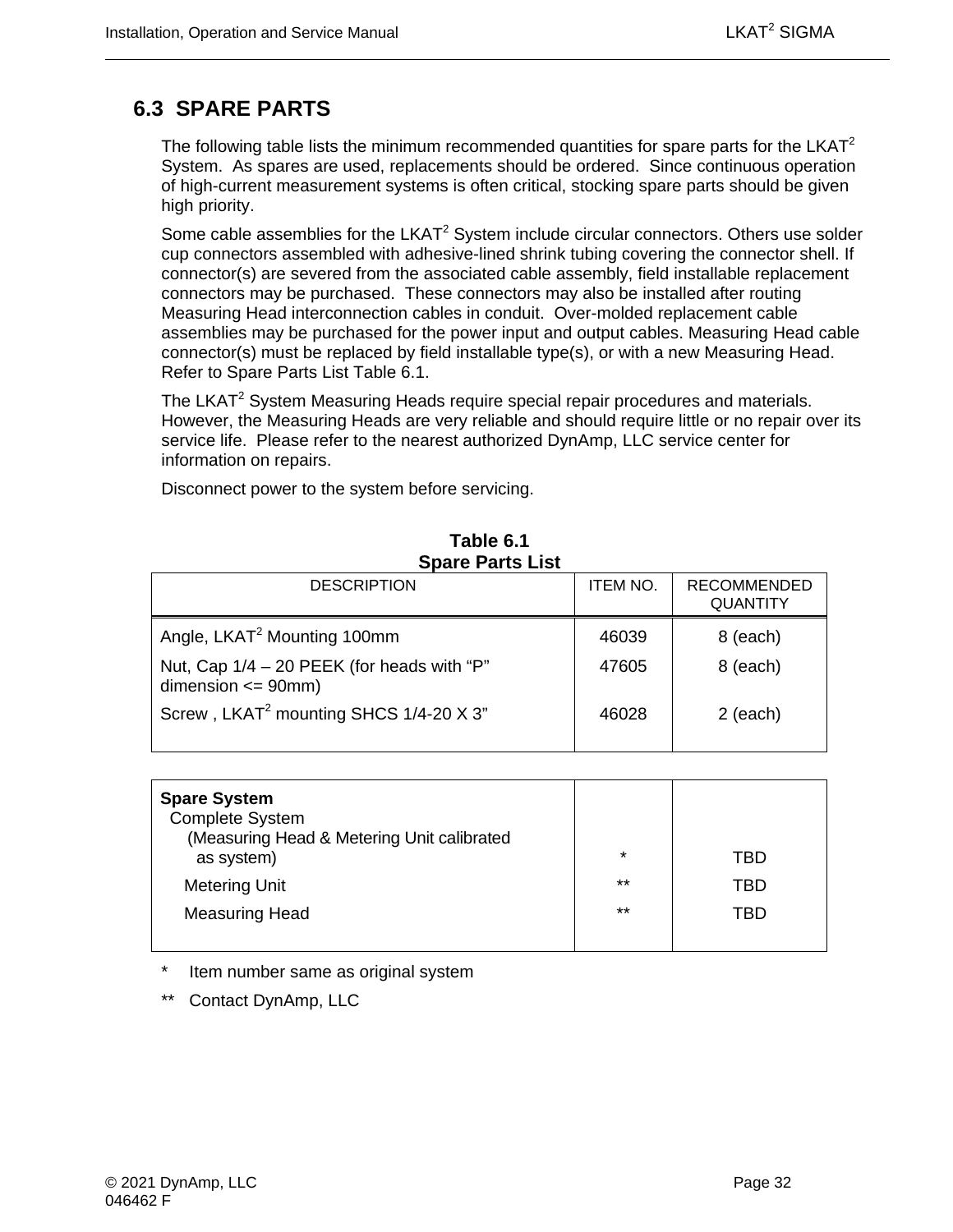## 6.3 SPARE PARTS

The following table lists the minimum recommended quantities for spare parts for the LKAT[2] System. As spares are used, replacements should be ordered. Since continuous operation of high-current measurement systems is often critical, stocking spare parts should be given high priority.

Some cable assemblies for the LKAT[2] System include circular connectors. Others use solder cup connectors assembled with adhesive-lined shrink tubing covering the connector shell. If connector(s) are severed from the associated cable assembly, field installable replacement connectors may be purchased. These connectors may also be installed after routing Measuring Head interconnection cables in conduit. Over-molded replacement cable assemblies may be purchased for the power input and output cables. Measuring Head cable connector(s) must be replaced by field installable type(s), or with a new Measuring Head. Refer to Spare Parts List Table 6.1.

The LKAT[2] System Measuring Heads require special repair procedures and materials. However, the Measuring Heads are very reliable and should require little or no repair over its service life. Please refer to the nearest authorized DynAmp, LLC service center for information on repairs.

Disconnect power to the system before servicing.

**Table 6.1**
**Spare Parts List**

| DESCRIPTION | ITEM NO. | RECOMMENDED QUANTITY |
|---|---|---|
| Angle, LKAT[2] Mounting 100mm | 46039 | 8 (each) |
| Nut, Cap 1/4 – 20 PEEK (for heads with "P" dimension <= 90mm) | 47605 | 8 (each) |
| Screw , LKAT[2] mounting SHCS 1/4-20 X 3" | 46028 | 2 (each) |

| DESCRIPTION | ITEM NO. | RECOMMENDED QUANTITY |
|---|---|---|
| **Spare System** | | |
| Complete System (Measuring Head & Metering Unit calibrated as system) | * | TBD |
| Metering Unit | ** | TBD |
| Measuring Head | ** | TBD |

\* Item number same as original system

** Contact DynAmp, LLC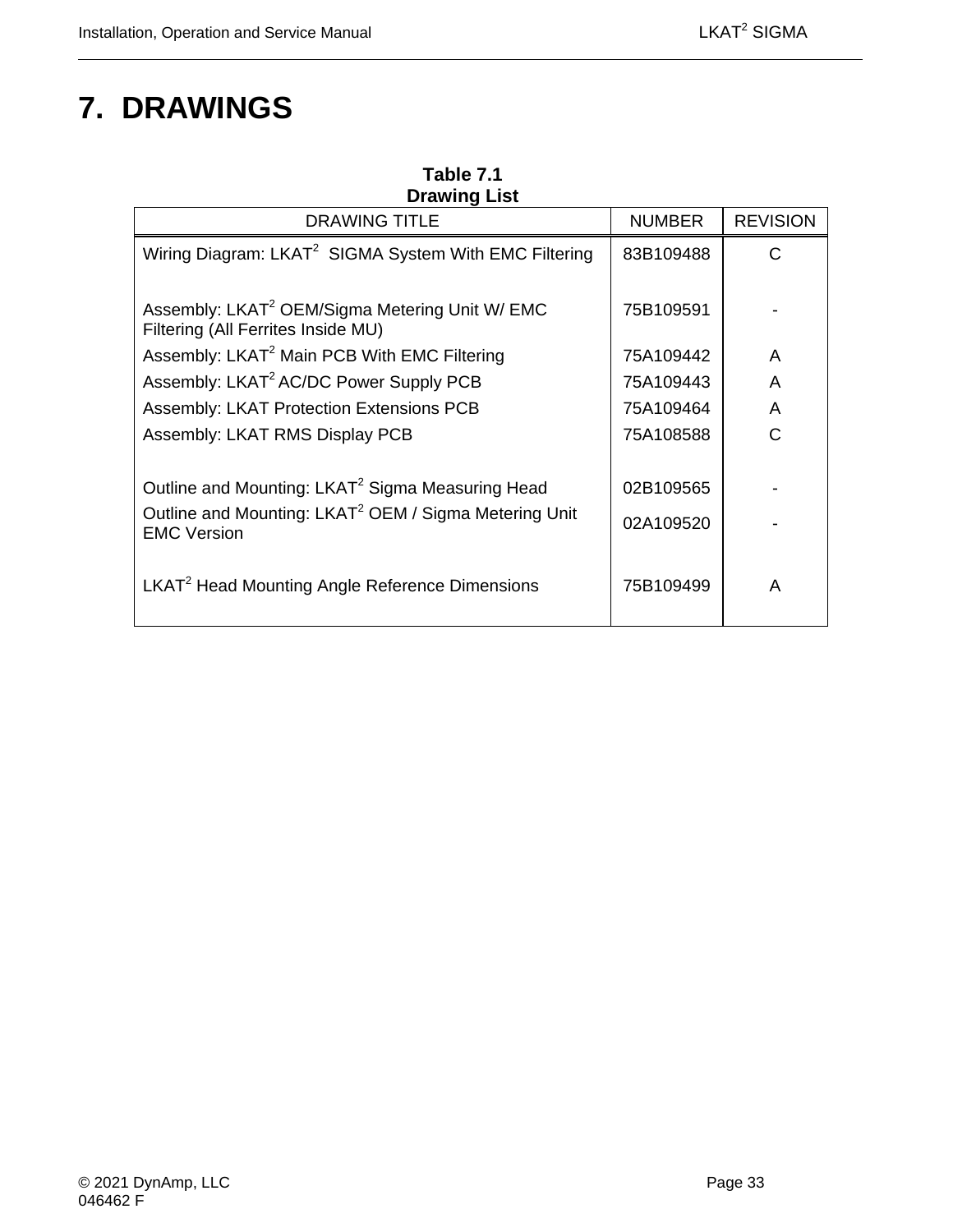# 7. DRAWINGS

**Table 7.1**
**Drawing List**

| DRAWING TITLE | NUMBER | REVISION |
|---|---|---|
| Wiring Diagram: LKAT$^2$ SIGMA System With EMC Filtering | 83B109488 | C |
| Assembly: LKAT$^2$ OEM/Sigma Metering Unit W/ EMC Filtering (All Ferrites Inside MU) | 75B109591 | - |
| Assembly: LKAT$^2$ Main PCB With EMC Filtering | 75A109442 | A |
| Assembly: LKAT$^2$ AC/DC Power Supply PCB | 75A109443 | A |
| Assembly: LKAT Protection Extensions PCB | 75A109464 | A |
| Assembly: LKAT RMS Display PCB | 75A108588 | C |
| Outline and Mounting: LKAT$^2$ Sigma Measuring Head | 02B109565 | - |
| Outline and Mounting: LKAT$^2$ OEM / Sigma Metering Unit EMC Version | 02A109520 | - |
| LKAT$^2$ Head Mounting Angle Reference Dimensions | 75B109499 | A |